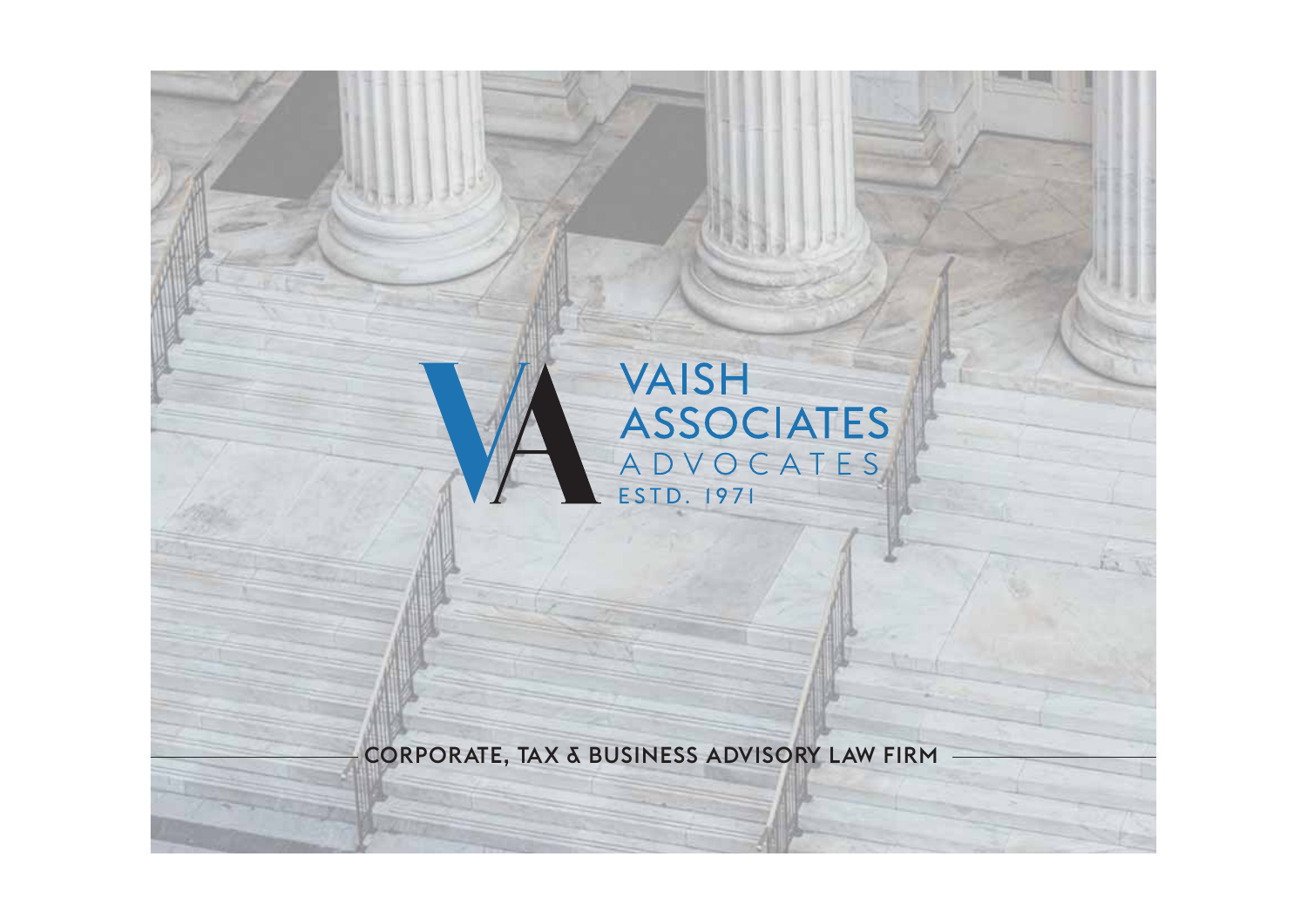# VAISH ASSOCIATES

ADVOCATES

ESTD. 1971

CORPORATE, TAX & BUSINESS ADVISORY LAW FIRM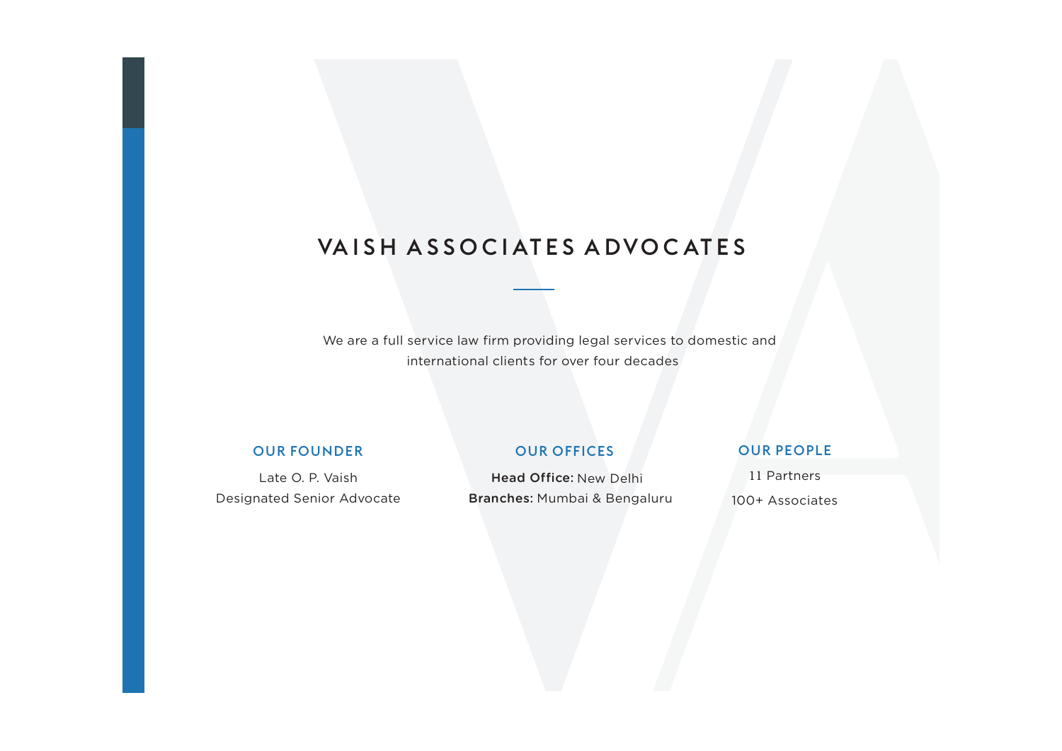# VAISH ASSOCIATES ADVOCATES

We are a full service law firm providing legal services to domestic and international clients for over four decades

### OUR FOUNDER

Late O. P. Vaish
Designated Senior Advocate

### OUR OFFICES

**Head Office:** New Delhi
**Branches:** Mumbai & Bengaluru

### OUR PEOPLE

11 Partners
100+ Associates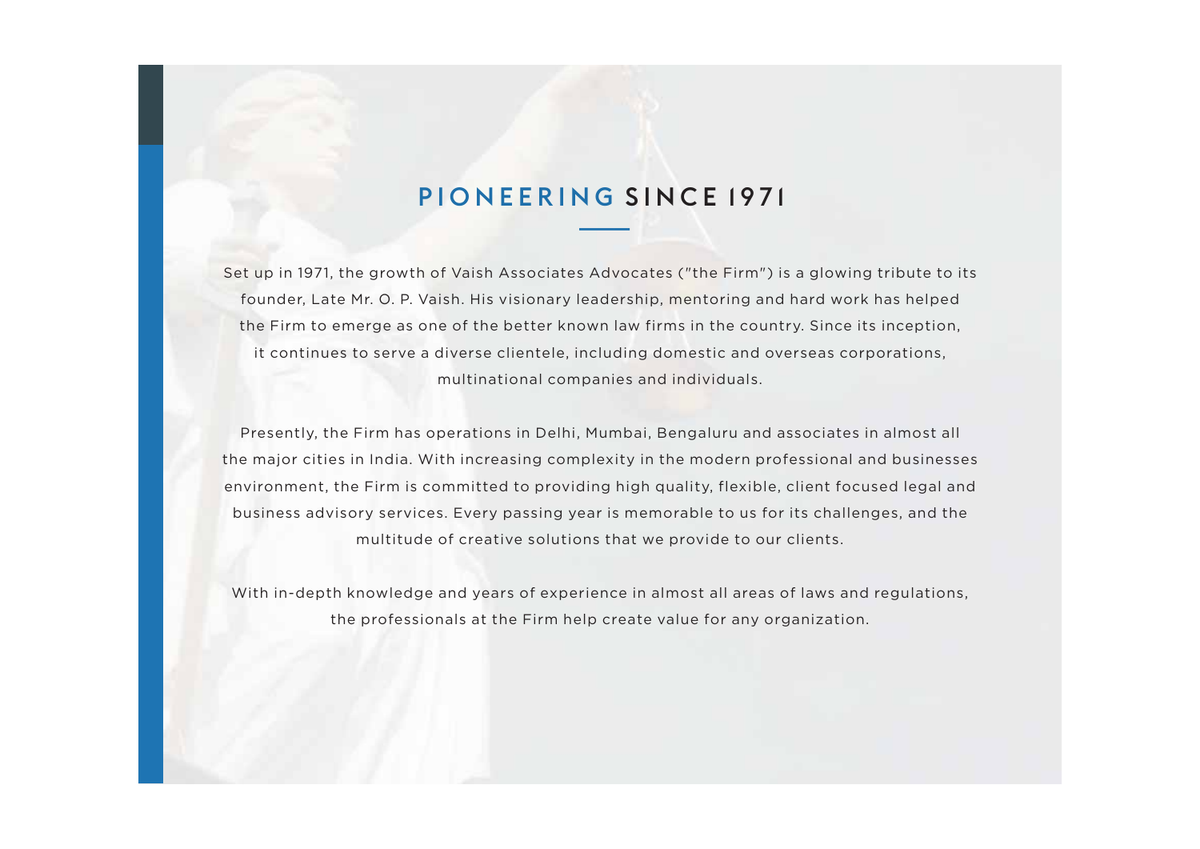# PIONEERING SINCE 1971

Set up in 1971, the growth of Vaish Associates Advocates ("the Firm") is a glowing tribute to its founder, Late Mr. O. P. Vaish. His visionary leadership, mentoring and hard work has helped the Firm to emerge as one of the better known law firms in the country. Since its inception, it continues to serve a diverse clientele, including domestic and overseas corporations, multinational companies and individuals.

Presently, the Firm has operations in Delhi, Mumbai, Bengaluru and associates in almost all the major cities in India. With increasing complexity in the modern professional and businesses environment, the Firm is committed to providing high quality, flexible, client focused legal and business advisory services. Every passing year is memorable to us for its challenges, and the multitude of creative solutions that we provide to our clients.

With in-depth knowledge and years of experience in almost all areas of laws and regulations, the professionals at the Firm help create value for any organization.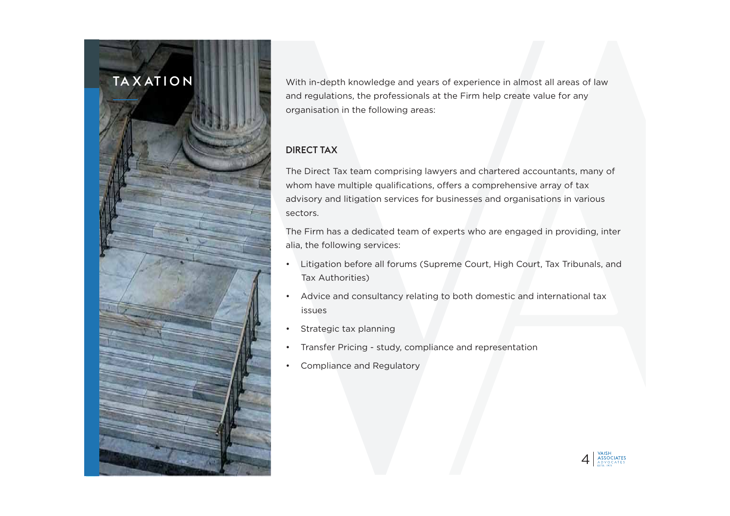# TAXATION

With in-depth knowledge and years of experience in almost all areas of law and regulations, the professionals at the Firm help create value for any organisation in the following areas:

## DIRECT TAX

The Direct Tax team comprising lawyers and chartered accountants, many of whom have multiple qualifications, offers a comprehensive array of tax advisory and litigation services for businesses and organisations in various sectors.

The Firm has a dedicated team of experts who are engaged in providing, inter alia, the following services:

- Litigation before all forums (Supreme Court, High Court, Tax Tribunals, and Tax Authorities)
- Advice and consultancy relating to both domestic and international tax issues
- Strategic tax planning
- Transfer Pricing - study, compliance and representation
- Compliance and Regulatory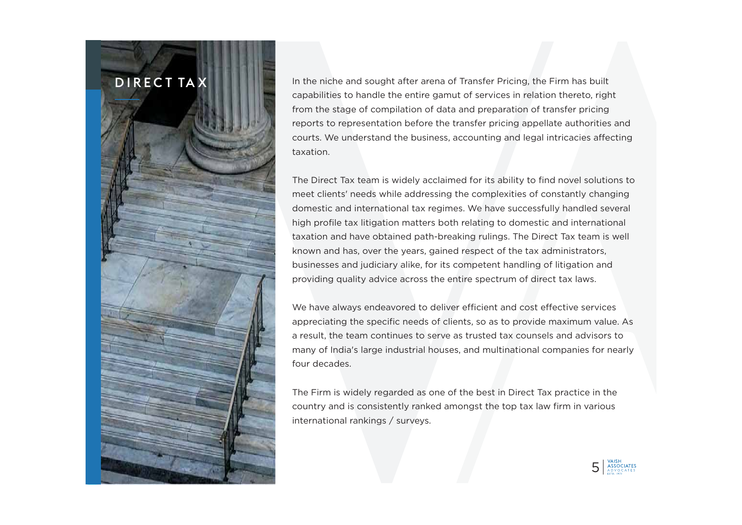# DIRECT TAX

In the niche and sought after arena of Transfer Pricing, the Firm has built capabilities to handle the entire gamut of services in relation thereto, right from the stage of compilation of data and preparation of transfer pricing reports to representation before the transfer pricing appellate authorities and courts. We understand the business, accounting and legal intricacies affecting taxation.

The Direct Tax team is widely acclaimed for its ability to find novel solutions to meet clients' needs while addressing the complexities of constantly changing domestic and international tax regimes. We have successfully handled several high profile tax litigation matters both relating to domestic and international taxation and have obtained path-breaking rulings. The Direct Tax team is well known and has, over the years, gained respect of the tax administrators, businesses and judiciary alike, for its competent handling of litigation and providing quality advice across the entire spectrum of direct tax laws.

We have always endeavored to deliver efficient and cost effective services appreciating the specific needs of clients, so as to provide maximum value. As a result, the team continues to serve as trusted tax counsels and advisors to many of India's large industrial houses, and multinational companies for nearly four decades.

The Firm is widely regarded as one of the best in Direct Tax practice in the country and is consistently ranked amongst the top tax law firm in various international rankings / surveys.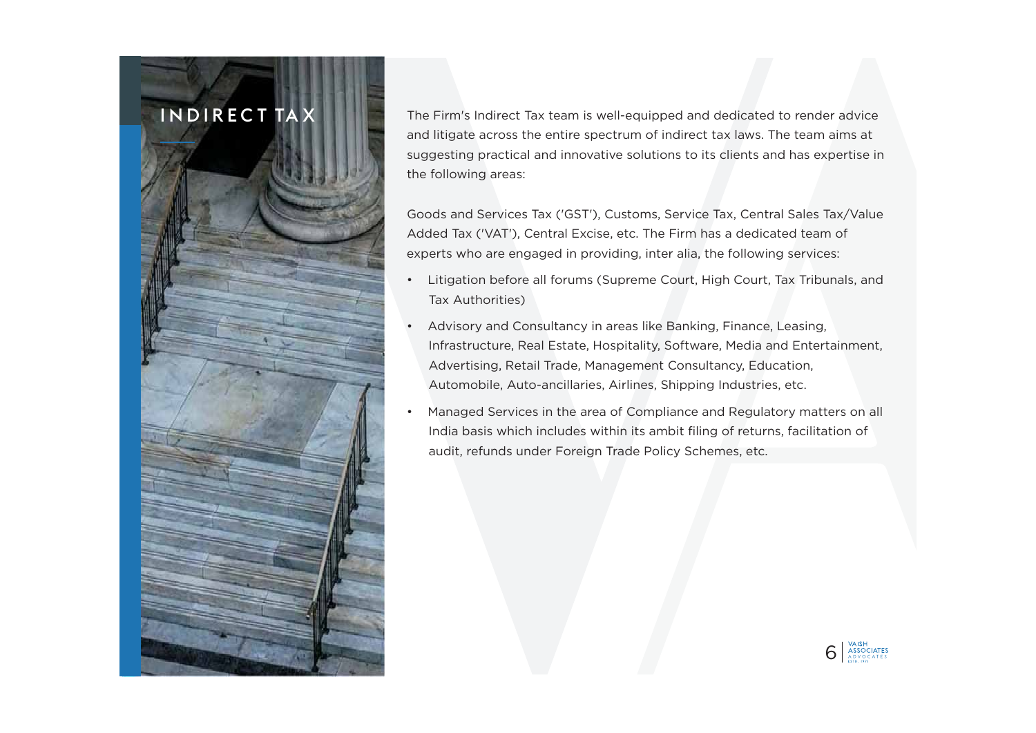# INDIRECT TAX

The Firm's Indirect Tax team is well-equipped and dedicated to render advice and litigate across the entire spectrum of indirect tax laws. The team aims at suggesting practical and innovative solutions to its clients and has expertise in the following areas:

Goods and Services Tax ('GST'), Customs, Service Tax, Central Sales Tax/Value Added Tax ('VAT'), Central Excise, etc. The Firm has a dedicated team of experts who are engaged in providing, inter alia, the following services:

- Litigation before all forums (Supreme Court, High Court, Tax Tribunals, and Tax Authorities)
- Advisory and Consultancy in areas like Banking, Finance, Leasing, Infrastructure, Real Estate, Hospitality, Software, Media and Entertainment, Advertising, Retail Trade, Management Consultancy, Education, Automobile, Auto-ancillaries, Airlines, Shipping Industries, etc.
- Managed Services in the area of Compliance and Regulatory matters on all India basis which includes within its ambit filing of returns, facilitation of audit, refunds under Foreign Trade Policy Schemes, etc.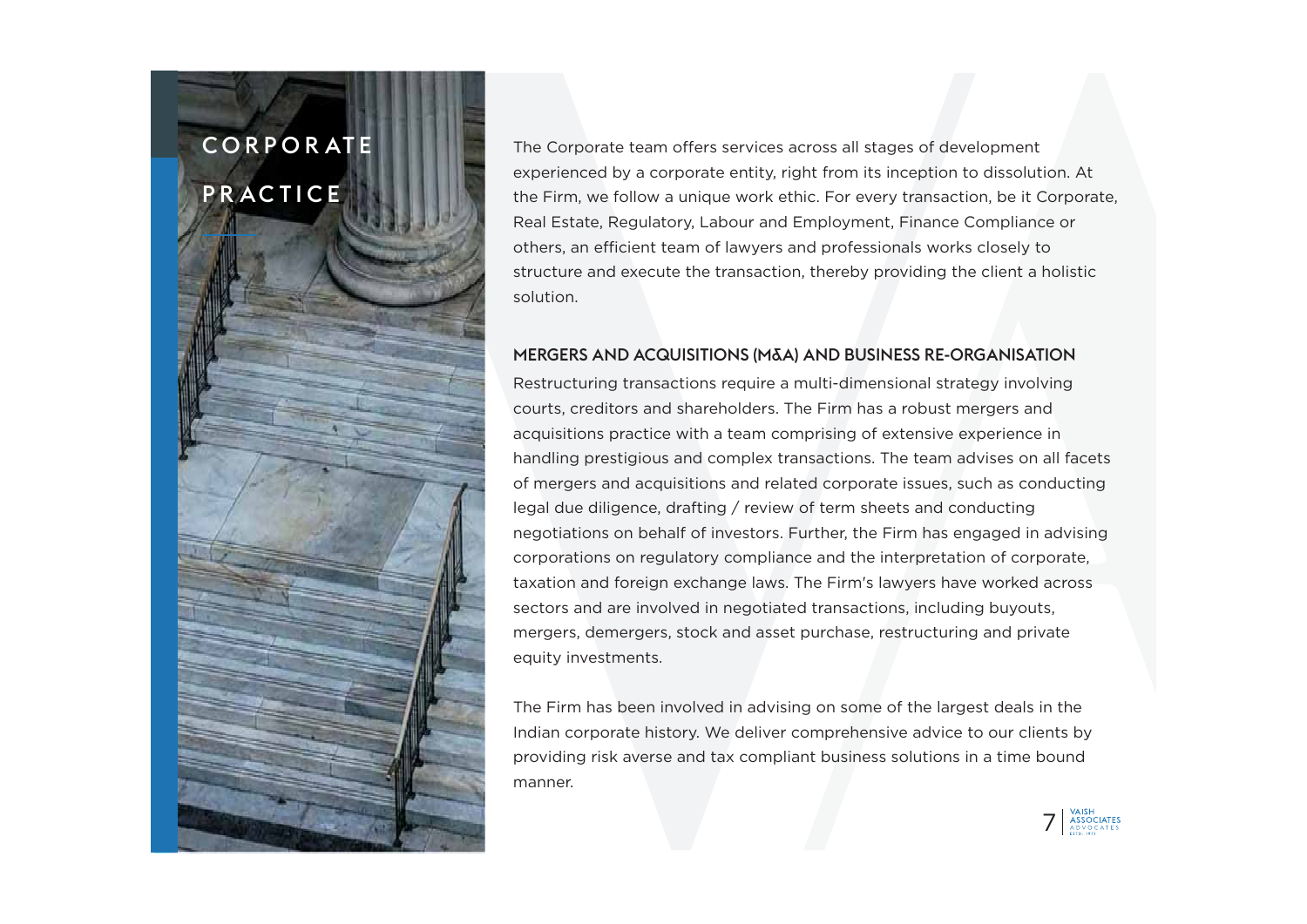# CORPORATE PRACTICE

The Corporate team offers services across all stages of development experienced by a corporate entity, right from its inception to dissolution. At the Firm, we follow a unique work ethic. For every transaction, be it Corporate, Real Estate, Regulatory, Labour and Employment, Finance Compliance or others, an efficient team of lawyers and professionals works closely to structure and execute the transaction, thereby providing the client a holistic solution.

## MERGERS AND ACQUISITIONS (M&A) AND BUSINESS RE-ORGANISATION

Restructuring transactions require a multi-dimensional strategy involving courts, creditors and shareholders. The Firm has a robust mergers and acquisitions practice with a team comprising of extensive experience in handling prestigious and complex transactions. The team advises on all facets of mergers and acquisitions and related corporate issues, such as conducting legal due diligence, drafting / review of term sheets and conducting negotiations on behalf of investors. Further, the Firm has engaged in advising corporations on regulatory compliance and the interpretation of corporate, taxation and foreign exchange laws. The Firm's lawyers have worked across sectors and are involved in negotiated transactions, including buyouts, mergers, demergers, stock and asset purchase, restructuring and private equity investments.

The Firm has been involved in advising on some of the largest deals in the Indian corporate history. We deliver comprehensive advice to our clients by providing risk averse and tax compliant business solutions in a time bound manner.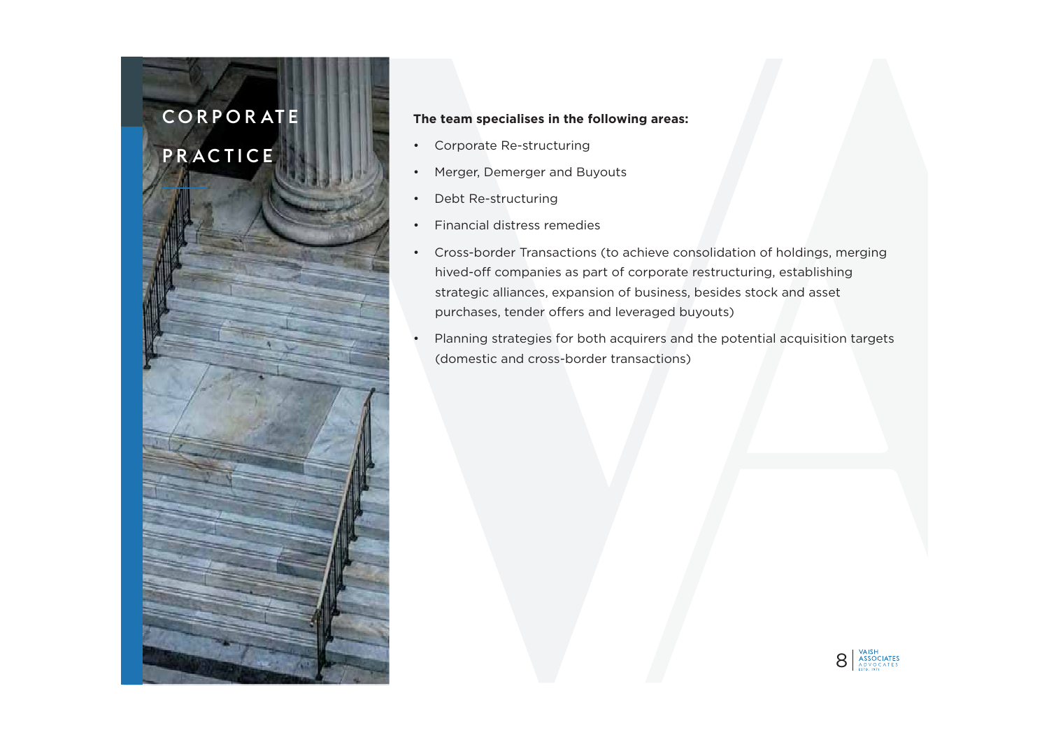# CORPORATE PRACTICE

**The team specialises in the following areas:**

- Corporate Re-structuring
- Merger, Demerger and Buyouts
- Debt Re-structuring
- Financial distress remedies
- Cross-border Transactions (to achieve consolidation of holdings, merging hived-off companies as part of corporate restructuring, establishing strategic alliances, expansion of business, besides stock and asset purchases, tender offers and leveraged buyouts)
- Planning strategies for both acquirers and the potential acquisition targets (domestic and cross-border transactions)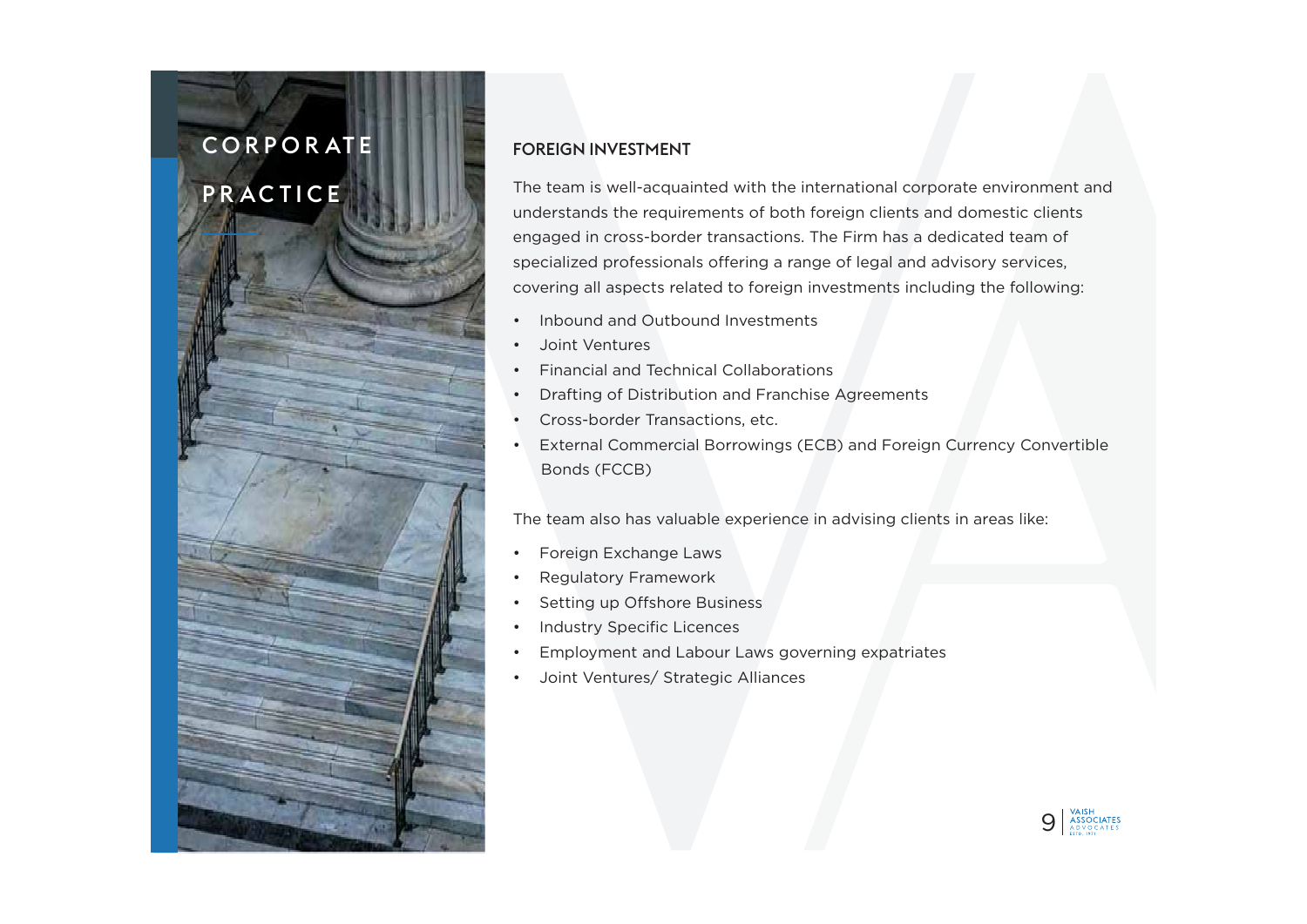# CORPORATE PRACTICE

## FOREIGN INVESTMENT

The team is well-acquainted with the international corporate environment and understands the requirements of both foreign clients and domestic clients engaged in cross-border transactions. The Firm has a dedicated team of specialized professionals offering a range of legal and advisory services, covering all aspects related to foreign investments including the following:

- Inbound and Outbound Investments
- Joint Ventures
- Financial and Technical Collaborations
- Drafting of Distribution and Franchise Agreements
- Cross-border Transactions, etc.
- External Commercial Borrowings (ECB) and Foreign Currency Convertible Bonds (FCCB)

The team also has valuable experience in advising clients in areas like:

- Foreign Exchange Laws
- Regulatory Framework
- Setting up Offshore Business
- Industry Specific Licences
- Employment and Labour Laws governing expatriates
- Joint Ventures/ Strategic Alliances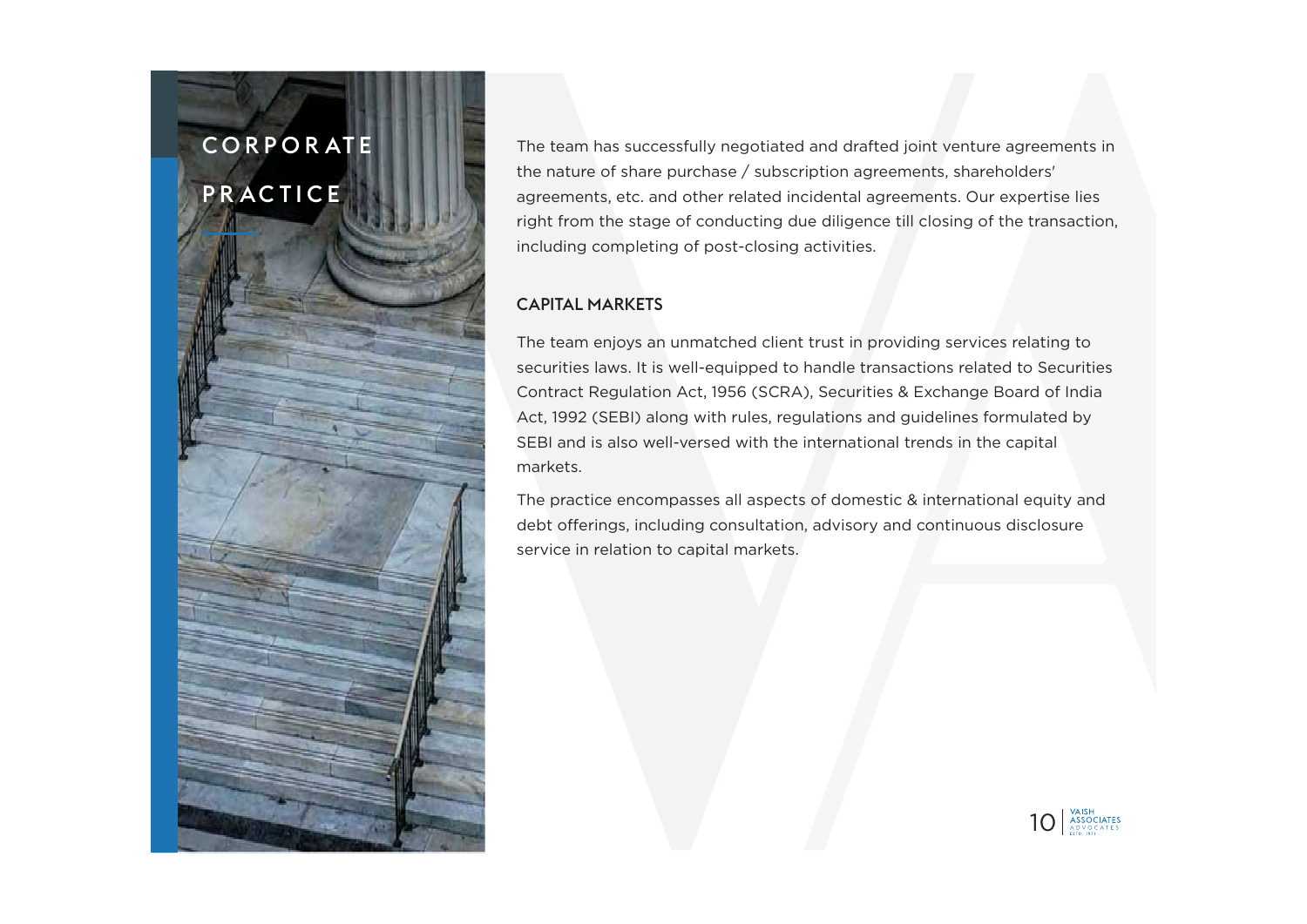# CORPORATE PRACTICE

The team has successfully negotiated and drafted joint venture agreements in the nature of share purchase / subscription agreements, shareholders' agreements, etc. and other related incidental agreements. Our expertise lies right from the stage of conducting due diligence till closing of the transaction, including completing of post-closing activities.

## CAPITAL MARKETS

The team enjoys an unmatched client trust in providing services relating to securities laws. It is well-equipped to handle transactions related to Securities Contract Regulation Act, 1956 (SCRA), Securities & Exchange Board of India Act, 1992 (SEBI) along with rules, regulations and guidelines formulated by SEBI and is also well-versed with the international trends in the capital markets.

The practice encompasses all aspects of domestic & international equity and debt offerings, including consultation, advisory and continuous disclosure service in relation to capital markets.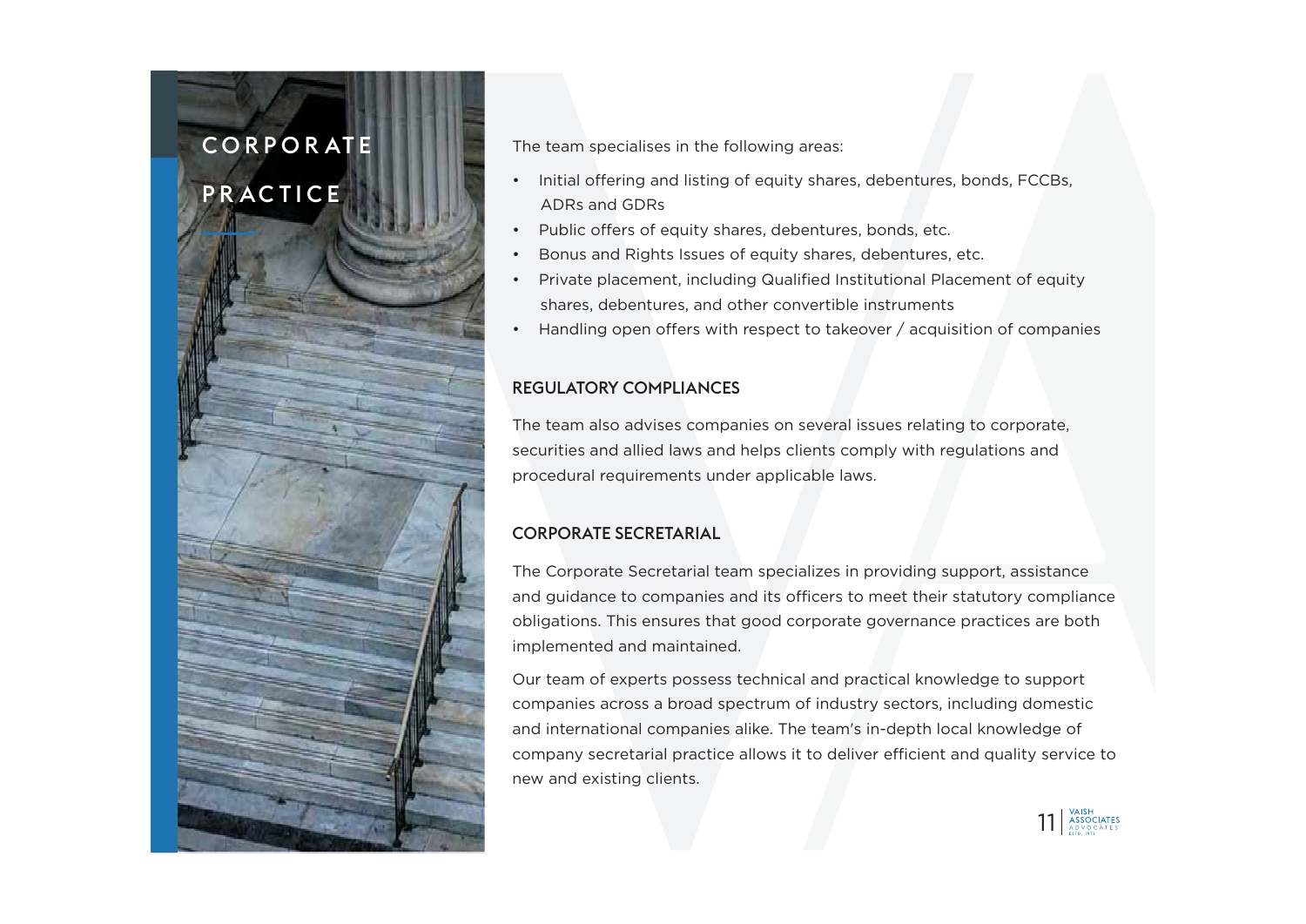# CORPORATE PRACTICE

The team specialises in the following areas:

- Initial offering and listing of equity shares, debentures, bonds, FCCBs, ADRs and GDRs
- Public offers of equity shares, debentures, bonds, etc.
- Bonus and Rights Issues of equity shares, debentures, etc.
- Private placement, including Qualified Institutional Placement of equity shares, debentures, and other convertible instruments
- Handling open offers with respect to takeover / acquisition of companies

## REGULATORY COMPLIANCES

The team also advises companies on several issues relating to corporate, securities and allied laws and helps clients comply with regulations and procedural requirements under applicable laws.

## CORPORATE SECRETARIAL

The Corporate Secretarial team specializes in providing support, assistance and guidance to companies and its officers to meet their statutory compliance obligations. This ensures that good corporate governance practices are both implemented and maintained.

Our team of experts possess technical and practical knowledge to support companies across a broad spectrum of industry sectors, including domestic and international companies alike. The team's in-depth local knowledge of company secretarial practice allows it to deliver efficient and quality service to new and existing clients.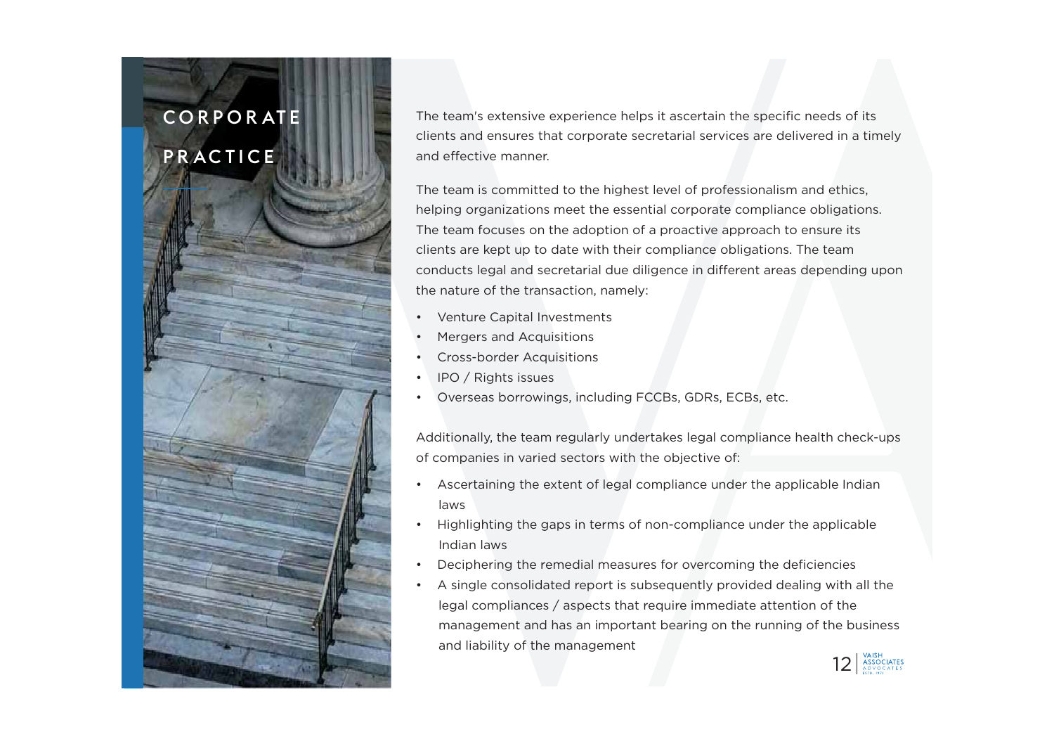# CORPORATE PRACTICE

The team's extensive experience helps it ascertain the specific needs of its clients and ensures that corporate secretarial services are delivered in a timely and effective manner.

The team is committed to the highest level of professionalism and ethics, helping organizations meet the essential corporate compliance obligations. The team focuses on the adoption of a proactive approach to ensure its clients are kept up to date with their compliance obligations. The team conducts legal and secretarial due diligence in different areas depending upon the nature of the transaction, namely:

- Venture Capital Investments
- Mergers and Acquisitions
- Cross-border Acquisitions
- IPO / Rights issues
- Overseas borrowings, including FCCBs, GDRs, ECBs, etc.

Additionally, the team regularly undertakes legal compliance health check-ups of companies in varied sectors with the objective of:

- Ascertaining the extent of legal compliance under the applicable Indian laws
- Highlighting the gaps in terms of non-compliance under the applicable Indian laws
- Deciphering the remedial measures for overcoming the deficiencies
- A single consolidated report is subsequently provided dealing with all the legal compliances / aspects that require immediate attention of the management and has an important bearing on the running of the business and liability of the management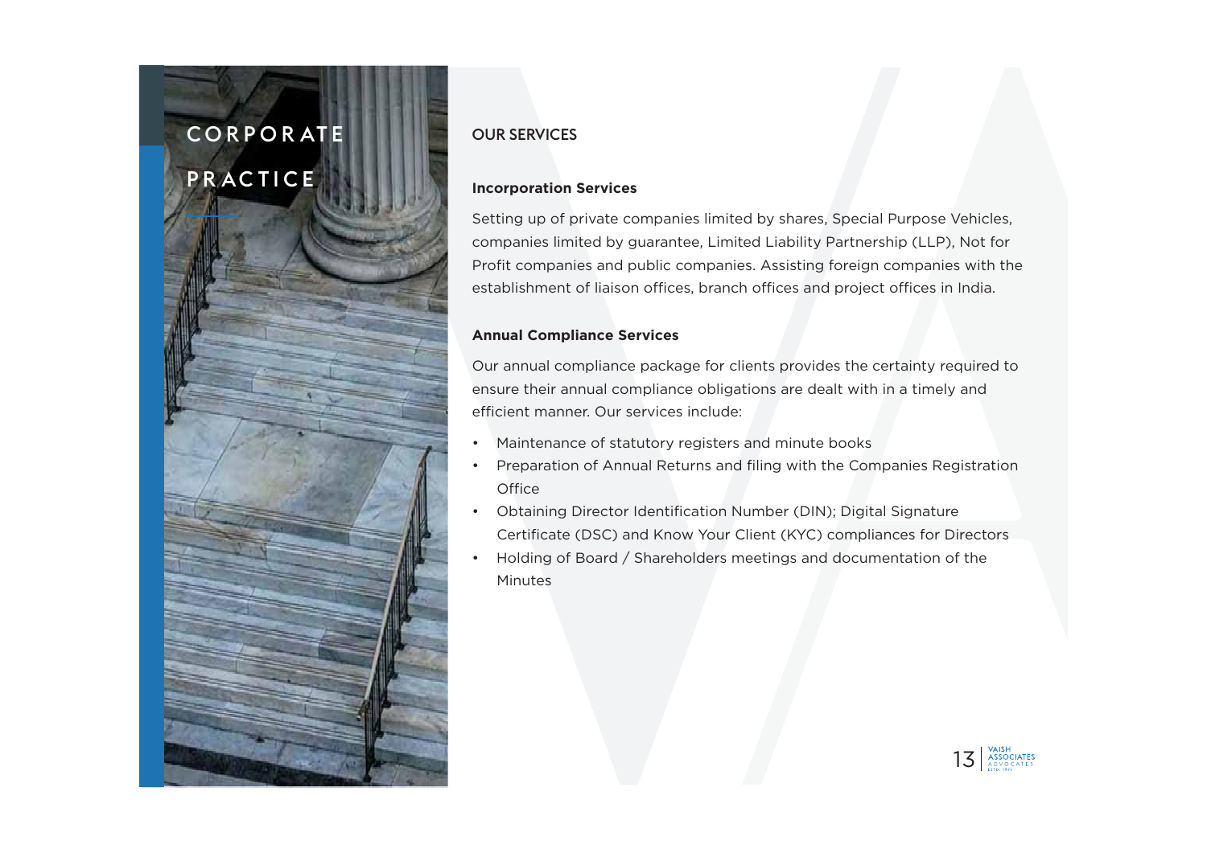# CORPORATE PRACTICE

## OUR SERVICES

**Incorporation Services**

Setting up of private companies limited by shares, Special Purpose Vehicles, companies limited by guarantee, Limited Liability Partnership (LLP), Not for Profit companies and public companies. Assisting foreign companies with the establishment of liaison offices, branch offices and project offices in India.

**Annual Compliance Services**

Our annual compliance package for clients provides the certainty required to ensure their annual compliance obligations are dealt with in a timely and efficient manner. Our services include:

- Maintenance of statutory registers and minute books
- Preparation of Annual Returns and filing with the Companies Registration Office
- Obtaining Director Identification Number (DIN); Digital Signature Certificate (DSC) and Know Your Client (KYC) compliances for Directors
- Holding of Board / Shareholders meetings and documentation of the Minutes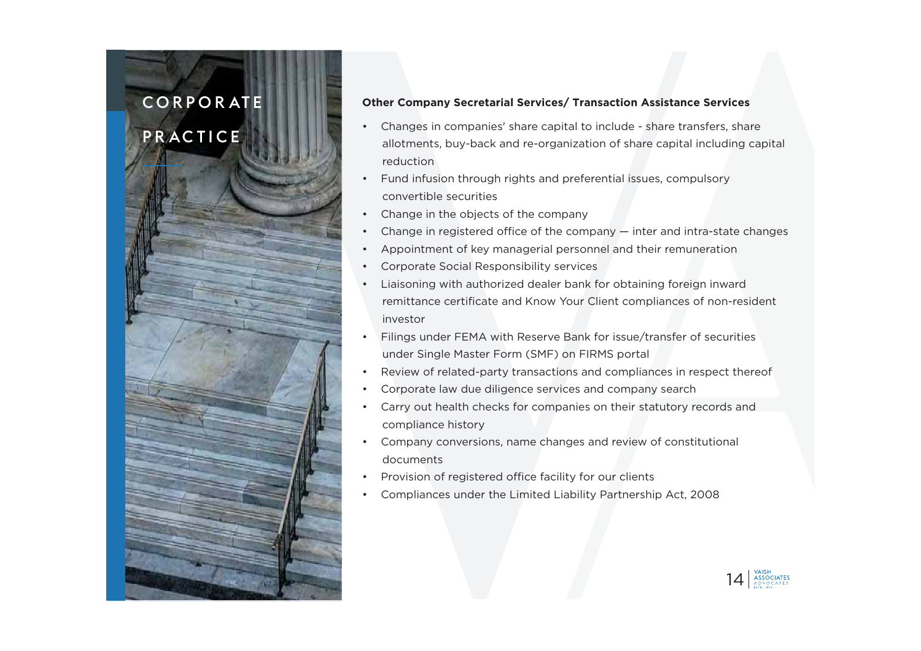# CORPORATE PRACTICE

**Other Company Secretarial Services/ Transaction Assistance Services**

- Changes in companies' share capital to include - share transfers, share allotments, buy-back and re-organization of share capital including capital reduction
- Fund infusion through rights and preferential issues, compulsory convertible securities
- Change in the objects of the company
- Change in registered office of the company — inter and intra-state changes
- Appointment of key managerial personnel and their remuneration
- Corporate Social Responsibility services
- Liaisoning with authorized dealer bank for obtaining foreign inward remittance certificate and Know Your Client compliances of non-resident investor
- Filings under FEMA with Reserve Bank for issue/transfer of securities under Single Master Form (SMF) on FIRMS portal
- Review of related-party transactions and compliances in respect thereof
- Corporate law due diligence services and company search
- Carry out health checks for companies on their statutory records and compliance history
- Company conversions, name changes and review of constitutional documents
- Provision of registered office facility for our clients
- Compliances under the Limited Liability Partnership Act, 2008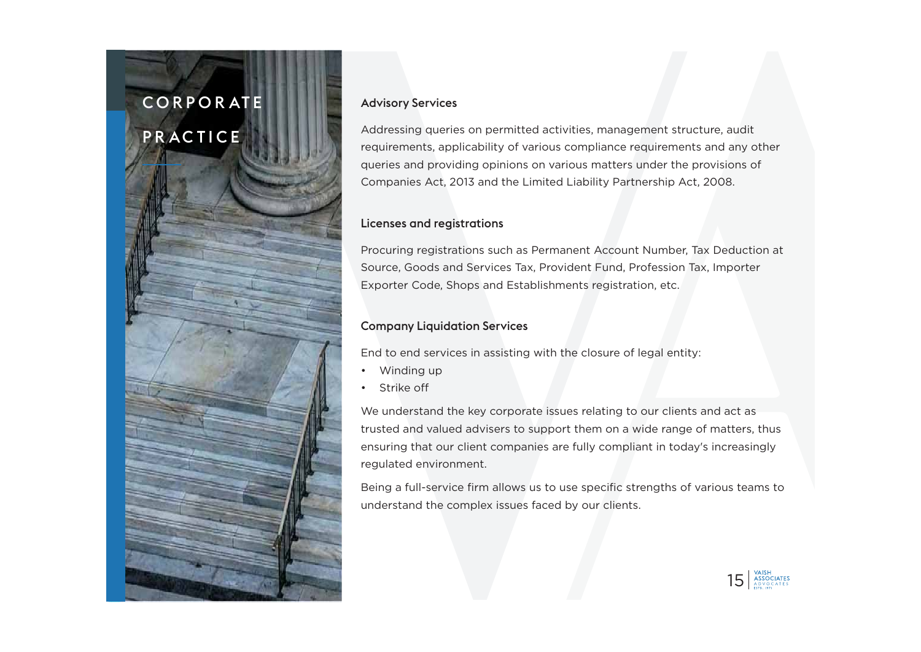# CORPORATE PRACTICE

### Advisory Services

Addressing queries on permitted activities, management structure, audit requirements, applicability of various compliance requirements and any other queries and providing opinions on various matters under the provisions of Companies Act, 2013 and the Limited Liability Partnership Act, 2008.

### Licenses and registrations

Procuring registrations such as Permanent Account Number, Tax Deduction at Source, Goods and Services Tax, Provident Fund, Profession Tax, Importer Exporter Code, Shops and Establishments registration, etc.

### Company Liquidation Services

End to end services in assisting with the closure of legal entity:

- Winding up
- Strike off

We understand the key corporate issues relating to our clients and act as trusted and valued advisers to support them on a wide range of matters, thus ensuring that our client companies are fully compliant in today's increasingly regulated environment.

Being a full-service firm allows us to use specific strengths of various teams to understand the complex issues faced by our clients.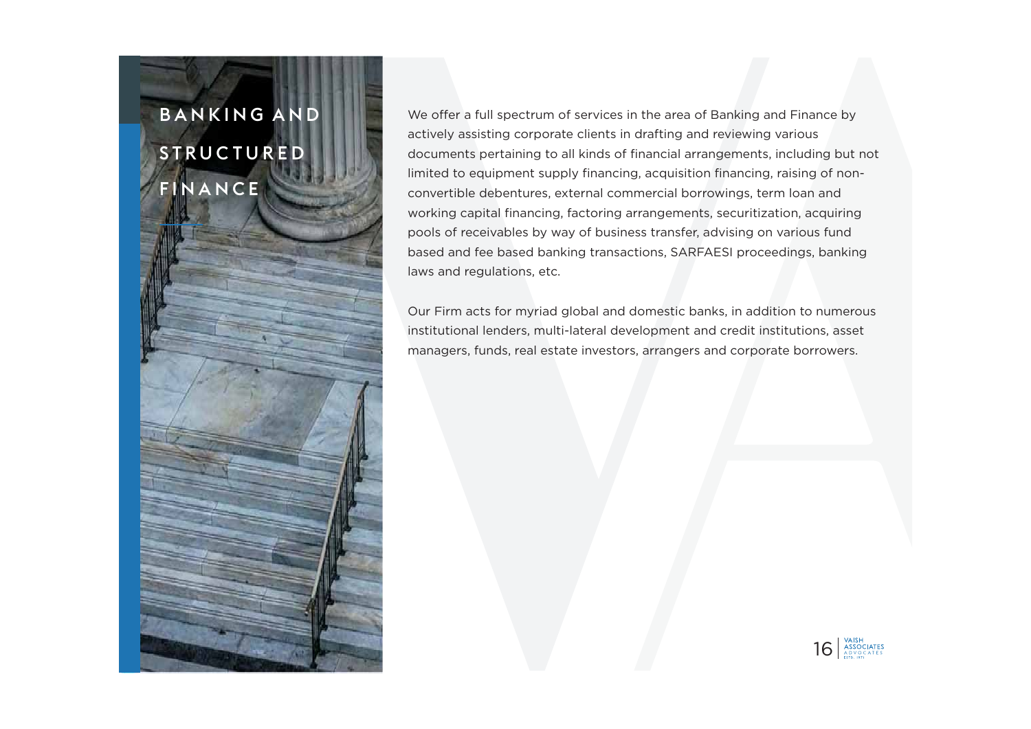# BANKING AND STRUCTURED FINANCE

We offer a full spectrum of services in the area of Banking and Finance by actively assisting corporate clients in drafting and reviewing various documents pertaining to all kinds of financial arrangements, including but not limited to equipment supply financing, acquisition financing, raising of non-convertible debentures, external commercial borrowings, term loan and working capital financing, factoring arrangements, securitization, acquiring pools of receivables by way of business transfer, advising on various fund based and fee based banking transactions, SARFAESI proceedings, banking laws and regulations, etc.

Our Firm acts for myriad global and domestic banks, in addition to numerous institutional lenders, multi-lateral development and credit institutions, asset managers, funds, real estate investors, arrangers and corporate borrowers.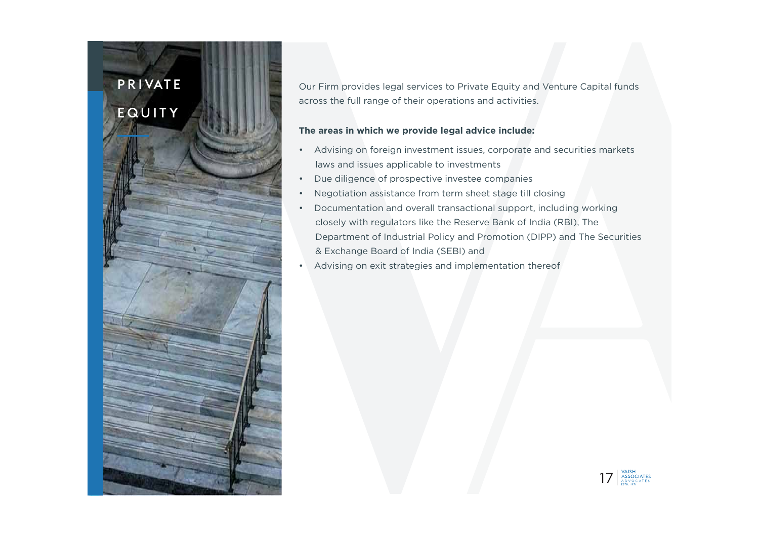# PRIVATE EQUITY

Our Firm provides legal services to Private Equity and Venture Capital funds across the full range of their operations and activities.

**The areas in which we provide legal advice include:**

- Advising on foreign investment issues, corporate and securities markets laws and issues applicable to investments
- Due diligence of prospective investee companies
- Negotiation assistance from term sheet stage till closing
- Documentation and overall transactional support, including working closely with regulators like the Reserve Bank of India (RBI), The Department of Industrial Policy and Promotion (DIPP) and The Securities & Exchange Board of India (SEBI) and
- Advising on exit strategies and implementation thereof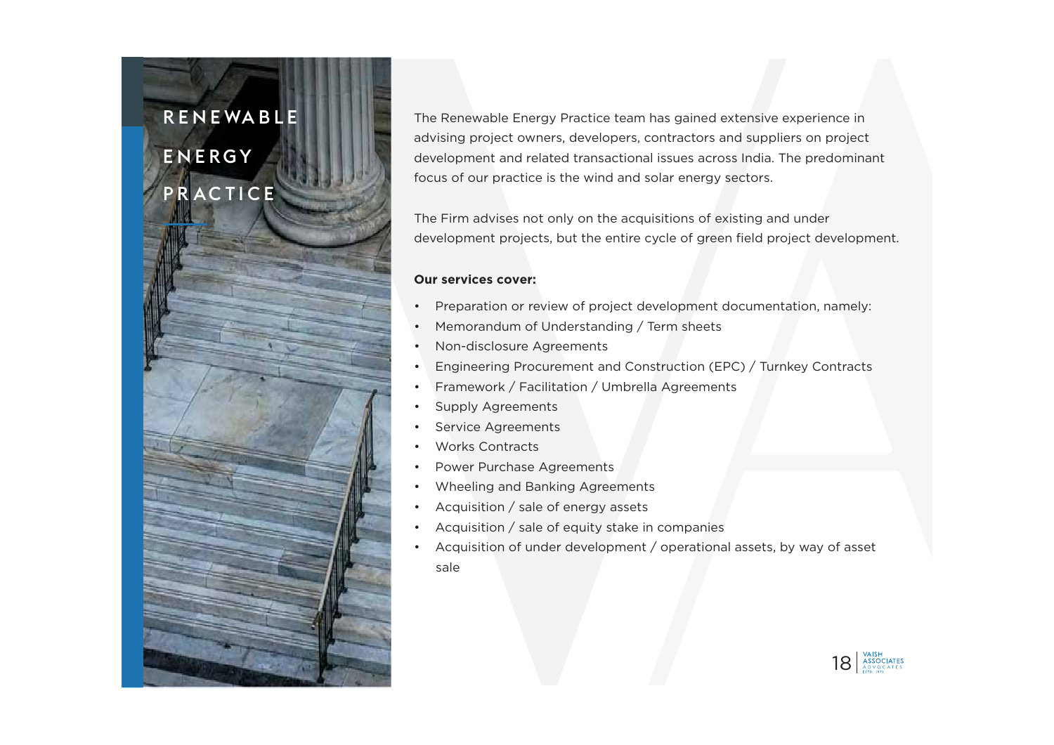# RENEWABLE ENERGY PRACTICE

The Renewable Energy Practice team has gained extensive experience in advising project owners, developers, contractors and suppliers on project development and related transactional issues across India. The predominant focus of our practice is the wind and solar energy sectors.

The Firm advises not only on the acquisitions of existing and under development projects, but the entire cycle of green field project development.

**Our services cover:**

- Preparation or review of project development documentation, namely:
- Memorandum of Understanding / Term sheets
- Non-disclosure Agreements
- Engineering Procurement and Construction (EPC) / Turnkey Contracts
- Framework / Facilitation / Umbrella Agreements
- Supply Agreements
- Service Agreements
- Works Contracts
- Power Purchase Agreements
- Wheeling and Banking Agreements
- Acquisition / sale of energy assets
- Acquisition / sale of equity stake in companies
- Acquisition of under development / operational assets, by way of asset sale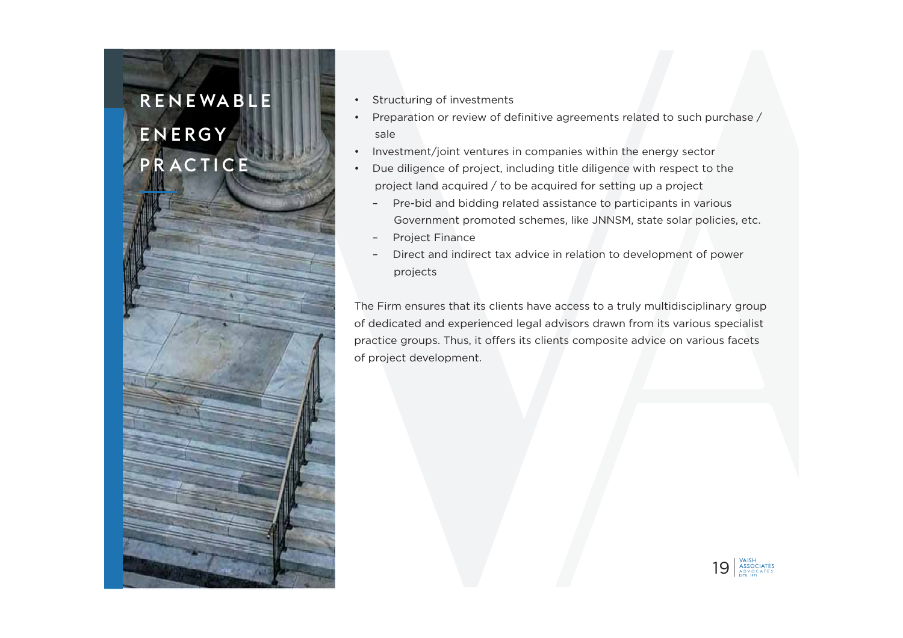# RENEWABLE ENERGY PRACTICE

- Structuring of investments
- Preparation or review of definitive agreements related to such purchase / sale
- Investment/joint ventures in companies within the energy sector
- Due diligence of project, including title diligence with respect to the project land acquired / to be acquired for setting up a project
  - Pre-bid and bidding related assistance to participants in various Government promoted schemes, like JNNSM, state solar policies, etc.
  - Project Finance
  - Direct and indirect tax advice in relation to development of power projects

The Firm ensures that its clients have access to a truly multidisciplinary group of dedicated and experienced legal advisors drawn from its various specialist practice groups. Thus, it offers its clients composite advice on various facets of project development.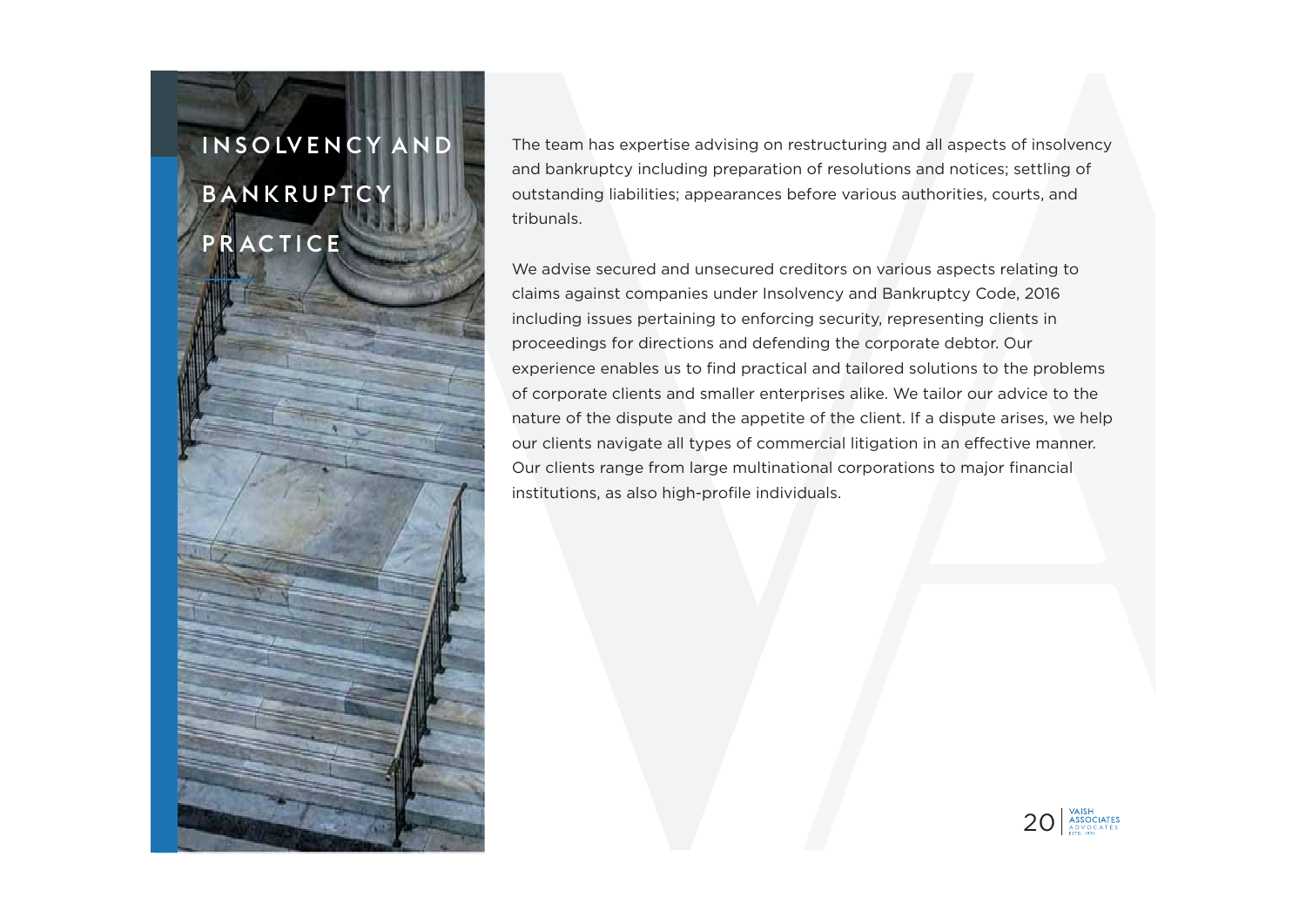# INSOLVENCY AND BANKRUPTCY PRACTICE

The team has expertise advising on restructuring and all aspects of insolvency and bankruptcy including preparation of resolutions and notices; settling of outstanding liabilities; appearances before various authorities, courts, and tribunals.

We advise secured and unsecured creditors on various aspects relating to claims against companies under Insolvency and Bankruptcy Code, 2016 including issues pertaining to enforcing security, representing clients in proceedings for directions and defending the corporate debtor. Our experience enables us to find practical and tailored solutions to the problems of corporate clients and smaller enterprises alike. We tailor our advice to the nature of the dispute and the appetite of the client. If a dispute arises, we help our clients navigate all types of commercial litigation in an effective manner. Our clients range from large multinational corporations to major financial institutions, as also high-profile individuals.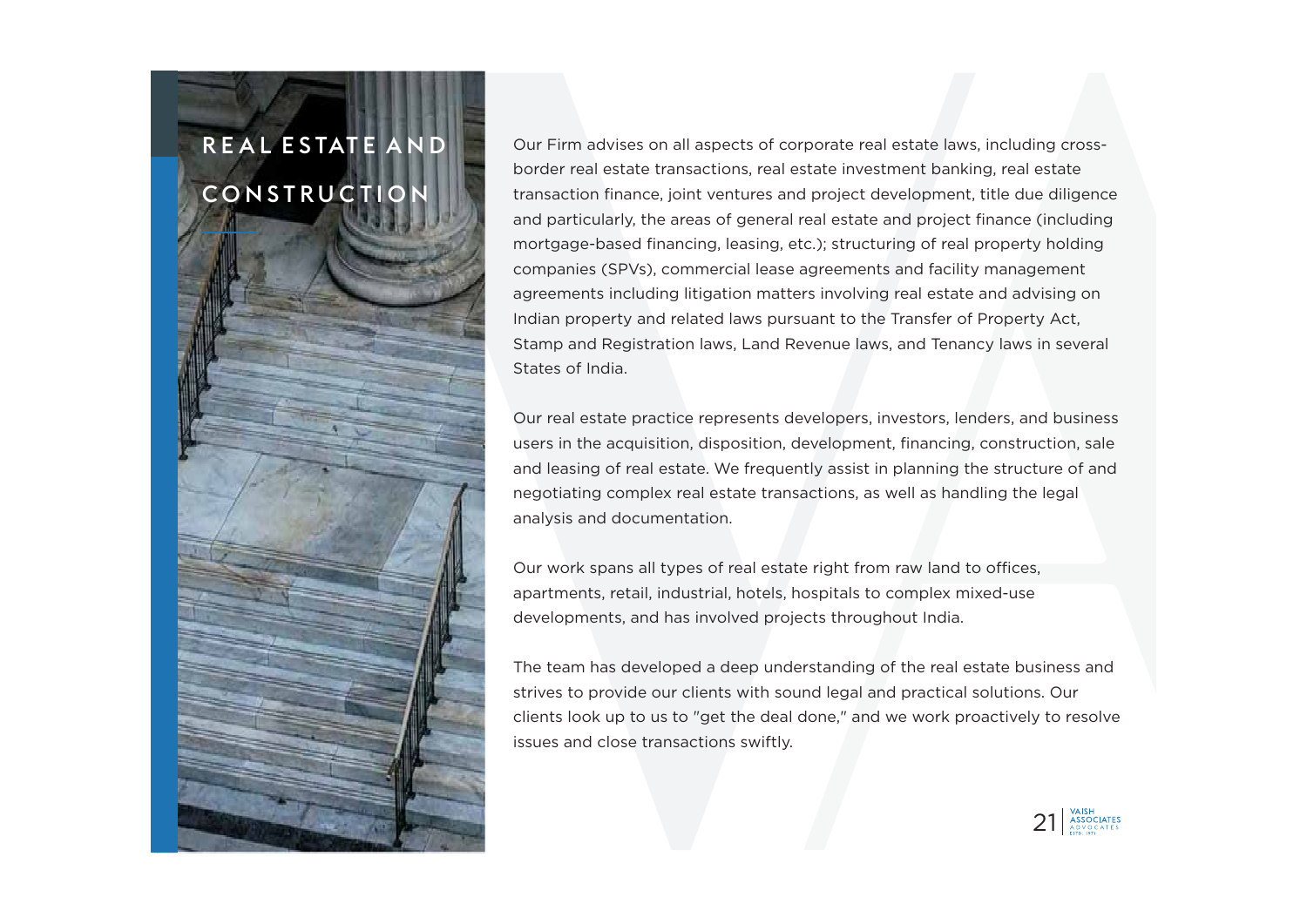## REAL ESTATE AND CONSTRUCTION

Our Firm advises on all aspects of corporate real estate laws, including cross-border real estate transactions, real estate investment banking, real estate transaction finance, joint ventures and project development, title due diligence and particularly, the areas of general real estate and project finance (including mortgage-based financing, leasing, etc.); structuring of real property holding companies (SPVs), commercial lease agreements and facility management agreements including litigation matters involving real estate and advising on Indian property and related laws pursuant to the Transfer of Property Act, Stamp and Registration laws, Land Revenue laws, and Tenancy laws in several States of India.

Our real estate practice represents developers, investors, lenders, and business users in the acquisition, disposition, development, financing, construction, sale and leasing of real estate. We frequently assist in planning the structure of and negotiating complex real estate transactions, as well as handling the legal analysis and documentation.

Our work spans all types of real estate right from raw land to offices, apartments, retail, industrial, hotels, hospitals to complex mixed-use developments, and has involved projects throughout India.

The team has developed a deep understanding of the real estate business and strives to provide our clients with sound legal and practical solutions. Our clients look up to us to "get the deal done," and we work proactively to resolve issues and close transactions swiftly.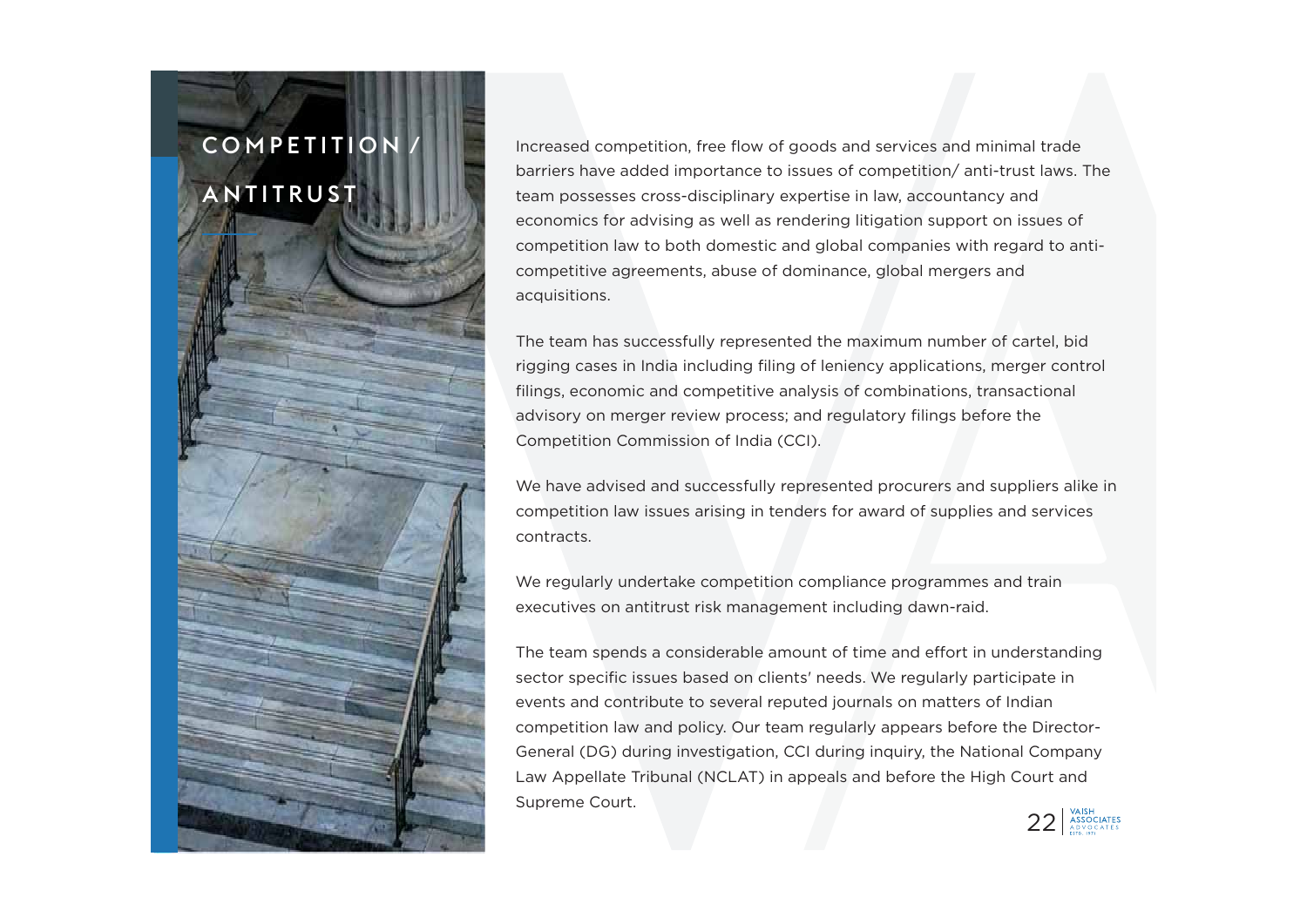# COMPETITION / ANTITRUST

Increased competition, free flow of goods and services and minimal trade barriers have added importance to issues of competition/ anti-trust laws. The team possesses cross-disciplinary expertise in law, accountancy and economics for advising as well as rendering litigation support on issues of competition law to both domestic and global companies with regard to anti-competitive agreements, abuse of dominance, global mergers and acquisitions.

The team has successfully represented the maximum number of cartel, bid rigging cases in India including filing of leniency applications, merger control filings, economic and competitive analysis of combinations, transactional advisory on merger review process; and regulatory filings before the Competition Commission of India (CCI).

We have advised and successfully represented procurers and suppliers alike in competition law issues arising in tenders for award of supplies and services contracts.

We regularly undertake competition compliance programmes and train executives on antitrust risk management including dawn-raid.

The team spends a considerable amount of time and effort in understanding sector specific issues based on clients' needs. We regularly participate in events and contribute to several reputed journals on matters of Indian competition law and policy. Our team regularly appears before the Director-General (DG) during investigation, CCI during inquiry, the National Company Law Appellate Tribunal (NCLAT) in appeals and before the High Court and Supreme Court.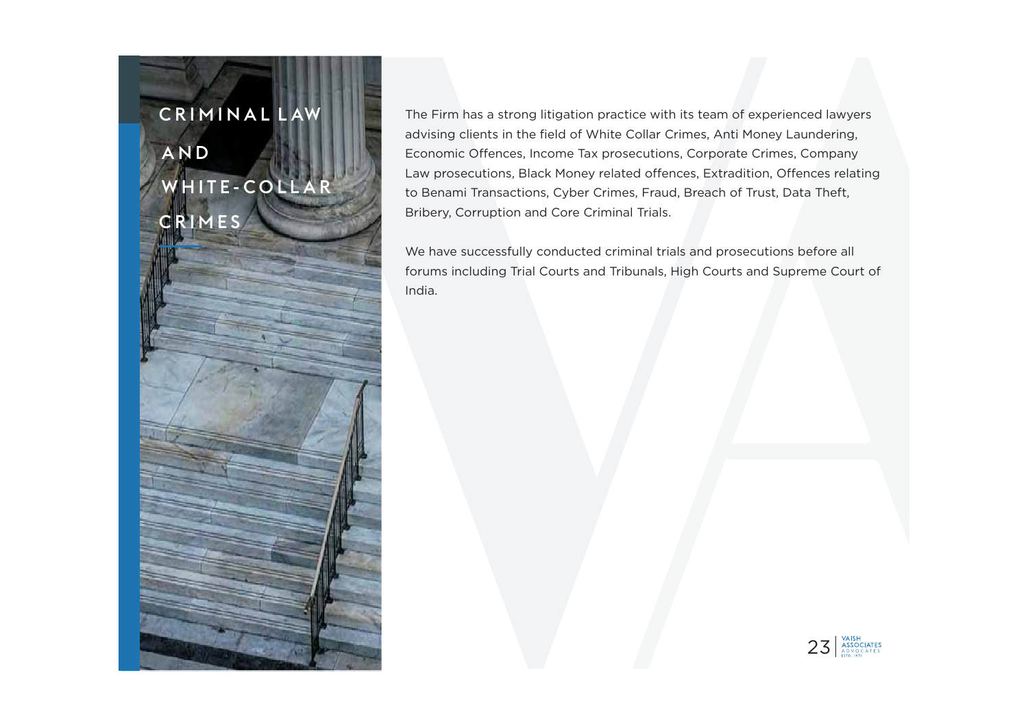# CRIMINAL LAW AND WHITE-COLLAR CRIMES

The Firm has a strong litigation practice with its team of experienced lawyers advising clients in the field of White Collar Crimes, Anti Money Laundering, Economic Offences, Income Tax prosecutions, Corporate Crimes, Company Law prosecutions, Black Money related offences, Extradition, Offences relating to Benami Transactions, Cyber Crimes, Fraud, Breach of Trust, Data Theft, Bribery, Corruption and Core Criminal Trials.

We have successfully conducted criminal trials and prosecutions before all forums including Trial Courts and Tribunals, High Courts and Supreme Court of India.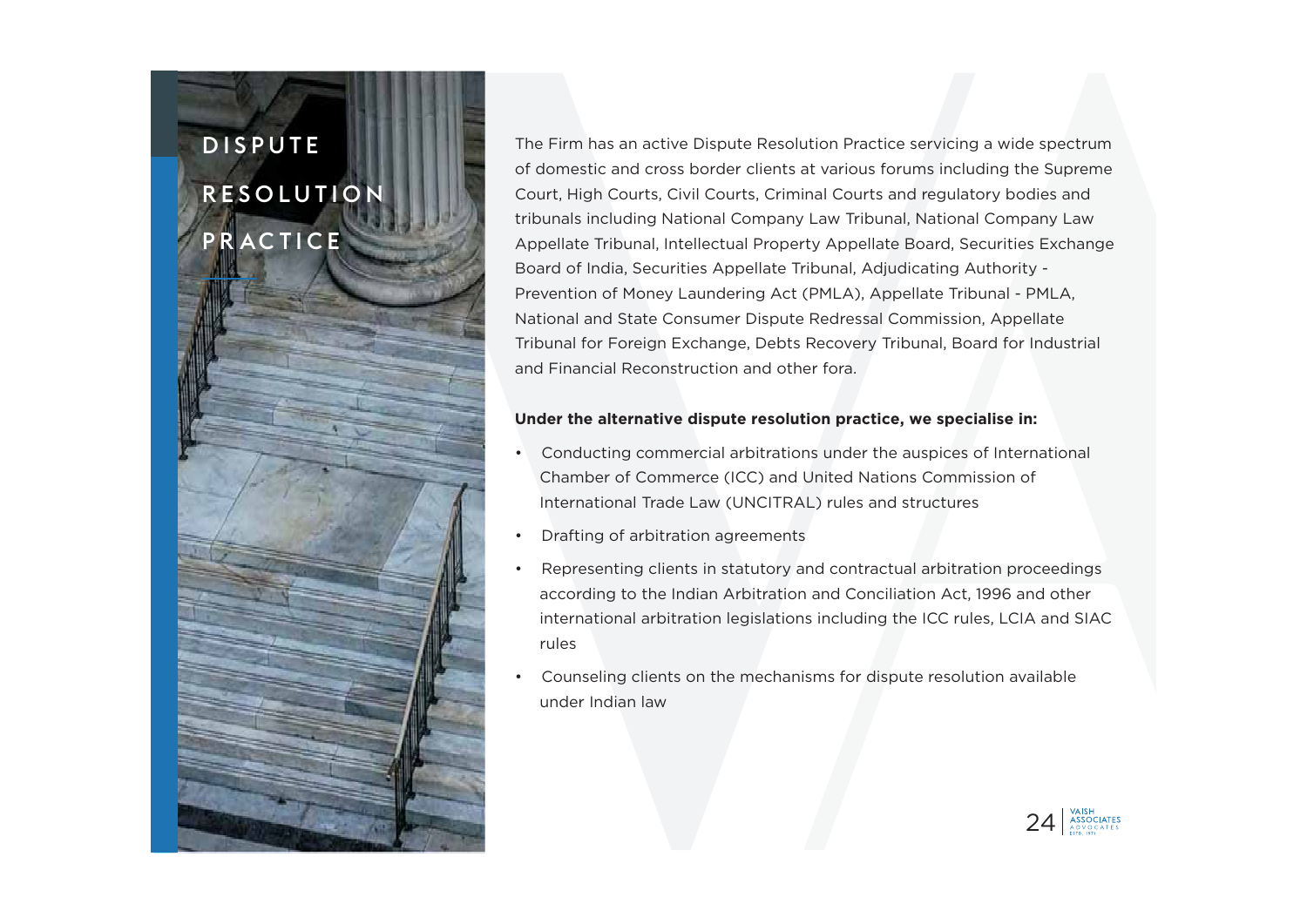# DISPUTE RESOLUTION PRACTICE

The Firm has an active Dispute Resolution Practice servicing a wide spectrum of domestic and cross border clients at various forums including the Supreme Court, High Courts, Civil Courts, Criminal Courts and regulatory bodies and tribunals including National Company Law Tribunal, National Company Law Appellate Tribunal, Intellectual Property Appellate Board, Securities Exchange Board of India, Securities Appellate Tribunal, Adjudicating Authority - Prevention of Money Laundering Act (PMLA), Appellate Tribunal - PMLA, National and State Consumer Dispute Redressal Commission, Appellate Tribunal for Foreign Exchange, Debts Recovery Tribunal, Board for Industrial and Financial Reconstruction and other fora.

**Under the alternative dispute resolution practice, we specialise in:**

- Conducting commercial arbitrations under the auspices of International Chamber of Commerce (ICC) and United Nations Commission of International Trade Law (UNCITRAL) rules and structures
- Drafting of arbitration agreements
- Representing clients in statutory and contractual arbitration proceedings according to the Indian Arbitration and Conciliation Act, 1996 and other international arbitration legislations including the ICC rules, LCIA and SIAC rules
- Counseling clients on the mechanisms for dispute resolution available under Indian law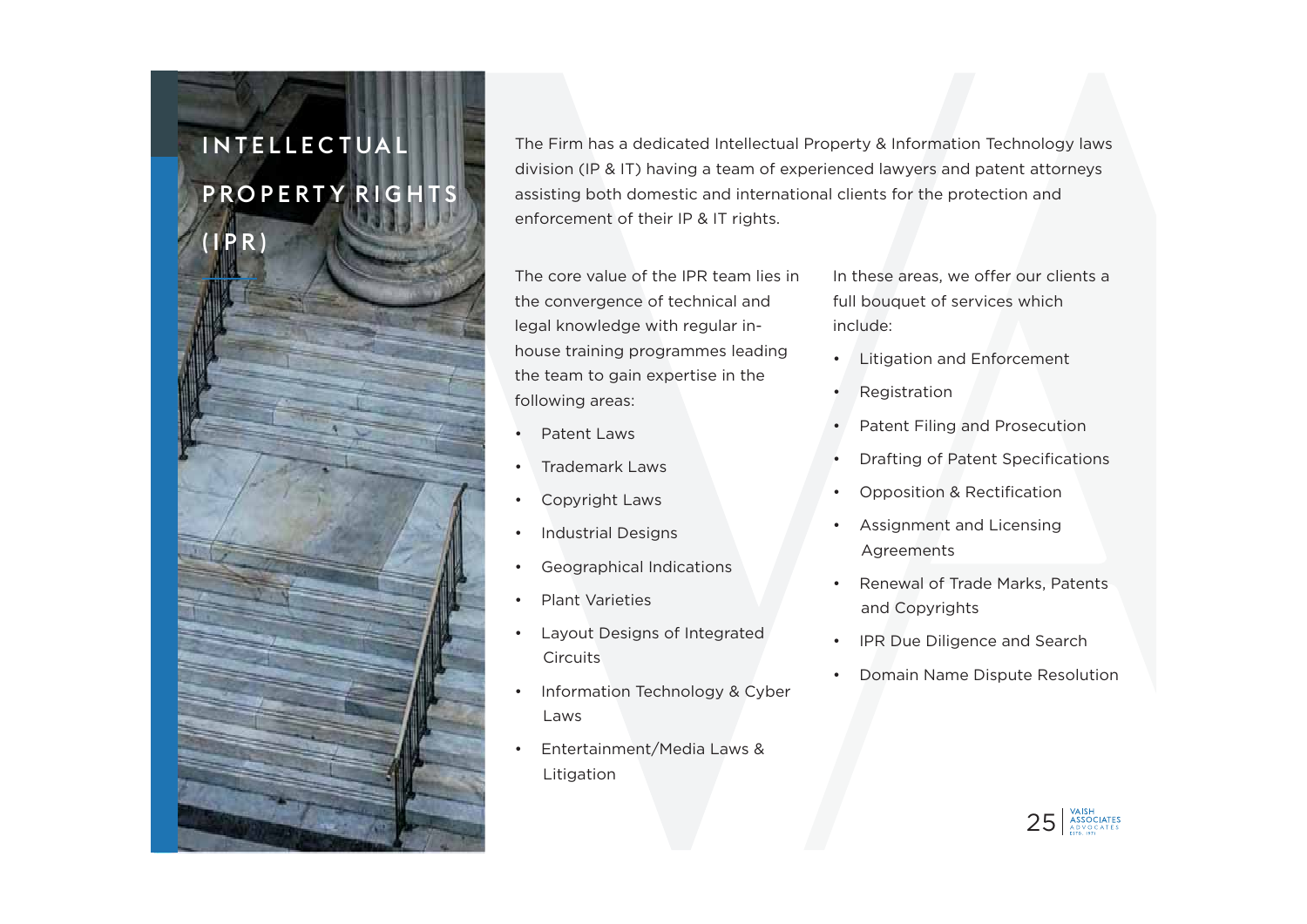# INTELLECTUAL PROPERTY RIGHTS (IPR)

The Firm has a dedicated Intellectual Property & Information Technology laws division (IP & IT) having a team of experienced lawyers and patent attorneys assisting both domestic and international clients for the protection and enforcement of their IP & IT rights.

The core value of the IPR team lies in the convergence of technical and legal knowledge with regular in-house training programmes leading the team to gain expertise in the following areas:

- Patent Laws
- Trademark Laws
- Copyright Laws
- Industrial Designs
- Geographical Indications
- Plant Varieties
- Layout Designs of Integrated Circuits
- Information Technology & Cyber Laws
- Entertainment/Media Laws & Litigation

In these areas, we offer our clients a full bouquet of services which include:

- Litigation and Enforcement
- Registration
- Patent Filing and Prosecution
- Drafting of Patent Specifications
- Opposition & Rectification
- Assignment and Licensing Agreements
- Renewal of Trade Marks, Patents and Copyrights
- IPR Due Diligence and Search
- Domain Name Dispute Resolution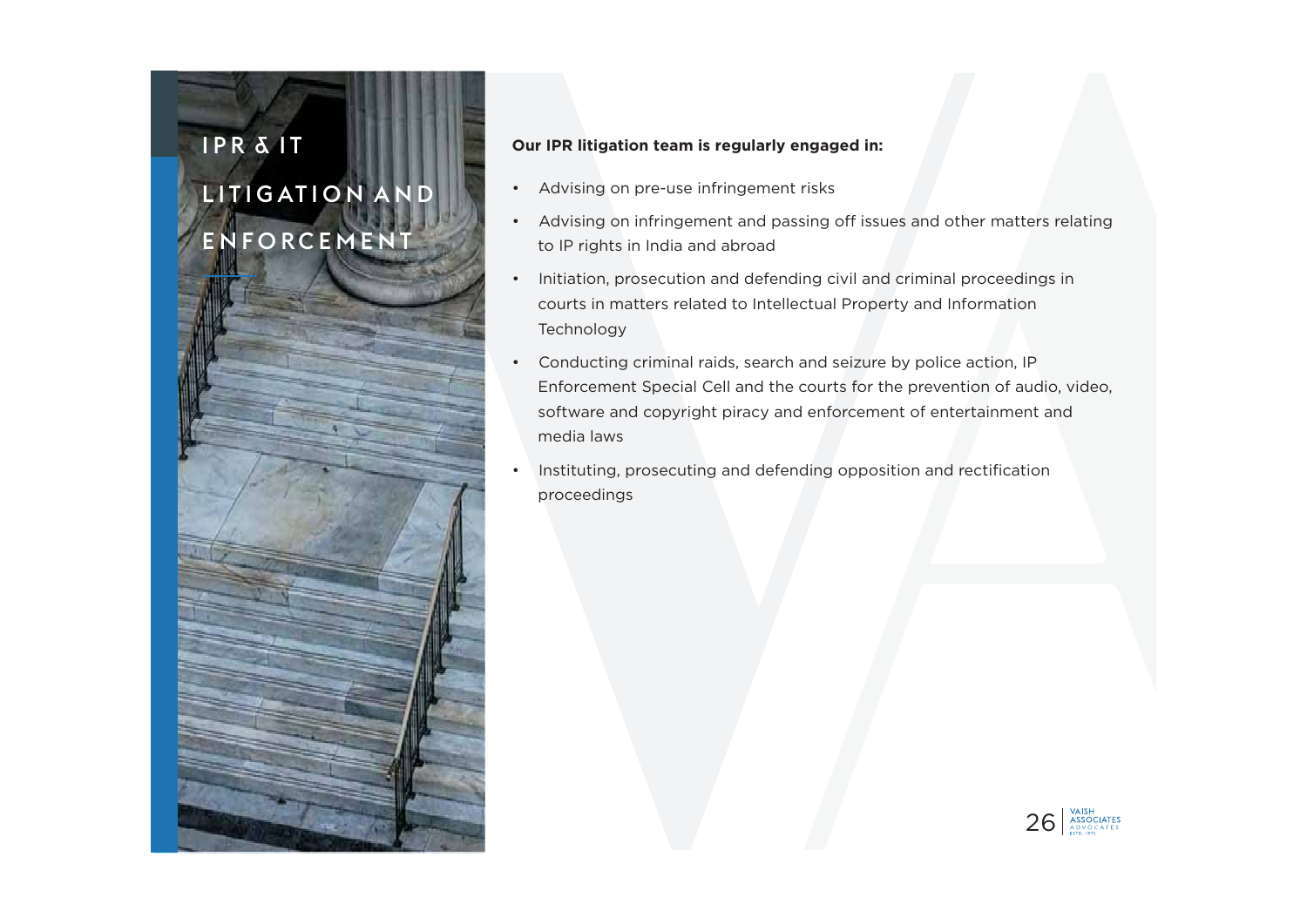# IPR & IT LITIGATION AND ENFORCEMENT

**Our IPR litigation team is regularly engaged in:**

- Advising on pre-use infringement risks
- Advising on infringement and passing off issues and other matters relating to IP rights in India and abroad
- Initiation, prosecution and defending civil and criminal proceedings in courts in matters related to Intellectual Property and Information Technology
- Conducting criminal raids, search and seizure by police action, IP Enforcement Special Cell and the courts for the prevention of audio, video, software and copyright piracy and enforcement of entertainment and media laws
- Instituting, prosecuting and defending opposition and rectification proceedings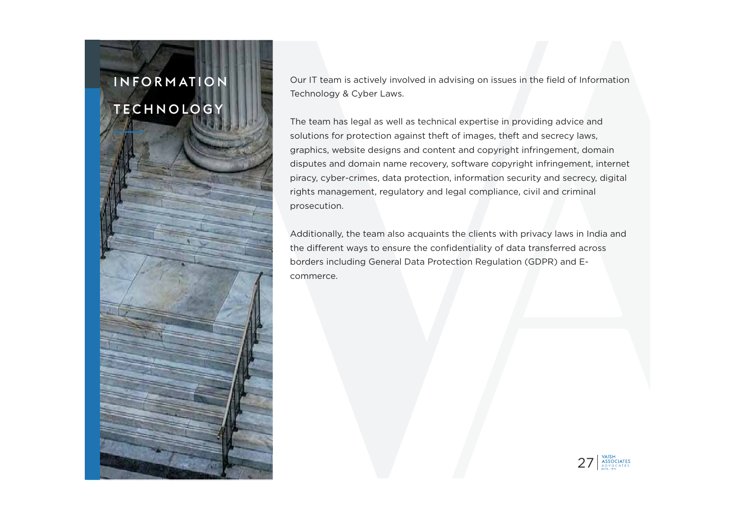# INFORMATION TECHNOLOGY

Our IT team is actively involved in advising on issues in the field of Information Technology & Cyber Laws.

The team has legal as well as technical expertise in providing advice and solutions for protection against theft of images, theft and secrecy laws, graphics, website designs and content and copyright infringement, domain disputes and domain name recovery, software copyright infringement, internet piracy, cyber-crimes, data protection, information security and secrecy, digital rights management, regulatory and legal compliance, civil and criminal prosecution.

Additionally, the team also acquaints the clients with privacy laws in India and the different ways to ensure the confidentiality of data transferred across borders including General Data Protection Regulation (GDPR) and E-commerce.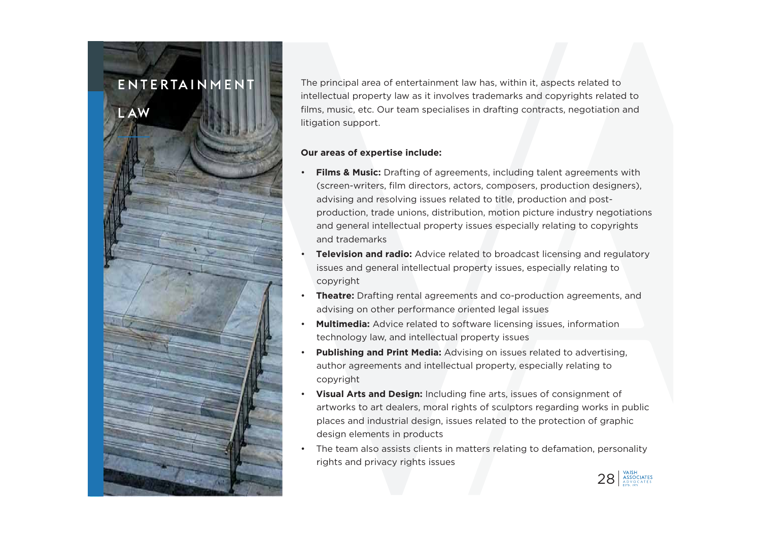# ENTERTAINMENT LAW

The principal area of entertainment law has, within it, aspects related to intellectual property law as it involves trademarks and copyrights related to films, music, etc. Our team specialises in drafting contracts, negotiation and litigation support.

**Our areas of expertise include:**

- **Films & Music:** Drafting of agreements, including talent agreements with (screen-writers, film directors, actors, composers, production designers), advising and resolving issues related to title, production and post-production, trade unions, distribution, motion picture industry negotiations and general intellectual property issues especially relating to copyrights and trademarks
- **Television and radio:** Advice related to broadcast licensing and regulatory issues and general intellectual property issues, especially relating to copyright
- **Theatre:** Drafting rental agreements and co-production agreements, and advising on other performance oriented legal issues
- **Multimedia:** Advice related to software licensing issues, information technology law, and intellectual property issues
- **Publishing and Print Media:** Advising on issues related to advertising, author agreements and intellectual property, especially relating to copyright
- **Visual Arts and Design:** Including fine arts, issues of consignment of artworks to art dealers, moral rights of sculptors regarding works in public places and industrial design, issues related to the protection of graphic design elements in products
- The team also assists clients in matters relating to defamation, personality rights and privacy rights issues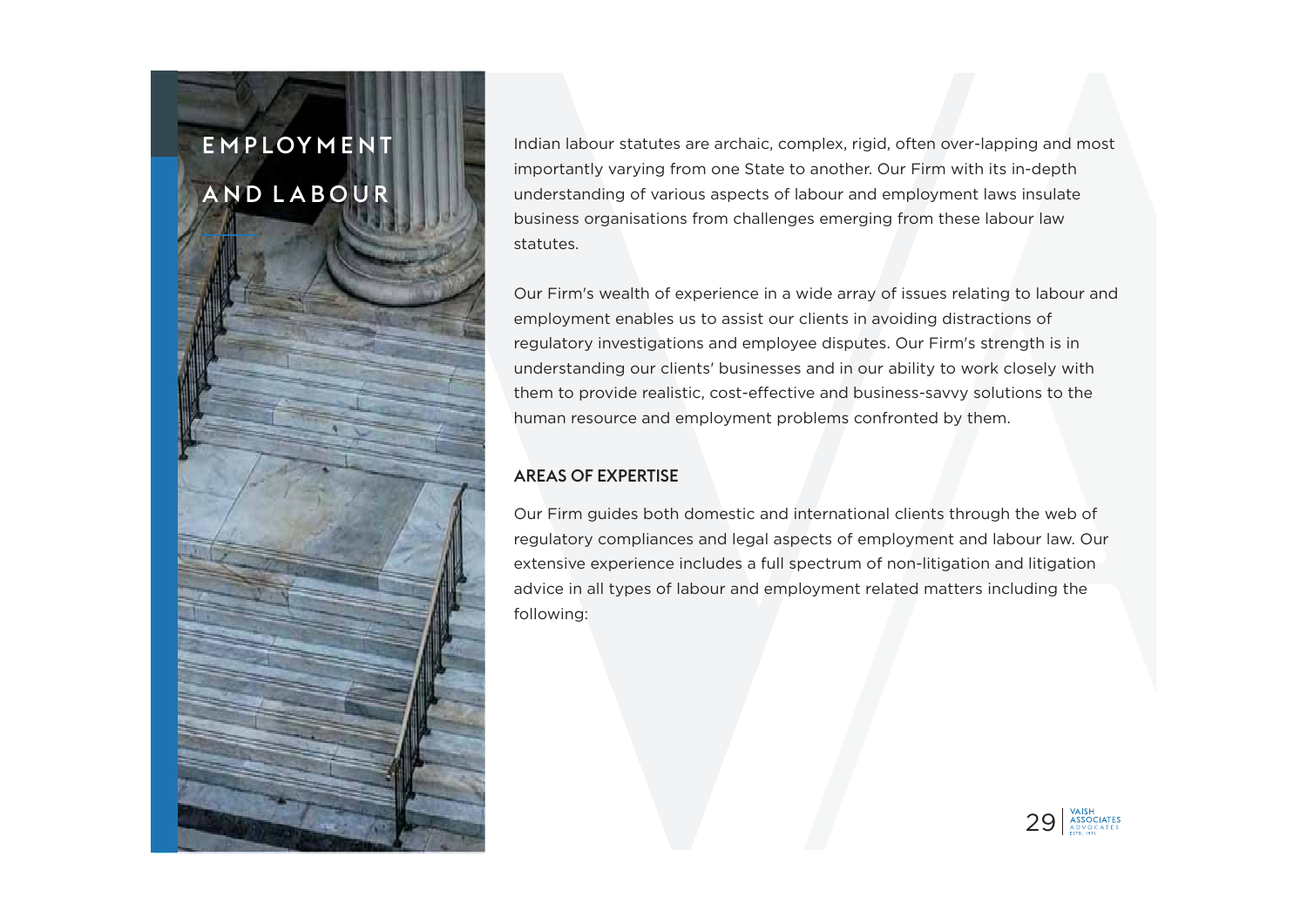# EMPLOYMENT AND LABOUR

Indian labour statutes are archaic, complex, rigid, often over-lapping and most importantly varying from one State to another. Our Firm with its in-depth understanding of various aspects of labour and employment laws insulate business organisations from challenges emerging from these labour law statutes.

Our Firm's wealth of experience in a wide array of issues relating to labour and employment enables us to assist our clients in avoiding distractions of regulatory investigations and employee disputes. Our Firm's strength is in understanding our clients' businesses and in our ability to work closely with them to provide realistic, cost-effective and business-savvy solutions to the human resource and employment problems confronted by them.

## AREAS OF EXPERTISE

Our Firm guides both domestic and international clients through the web of regulatory compliances and legal aspects of employment and labour law. Our extensive experience includes a full spectrum of non-litigation and litigation advice in all types of labour and employment related matters including the following: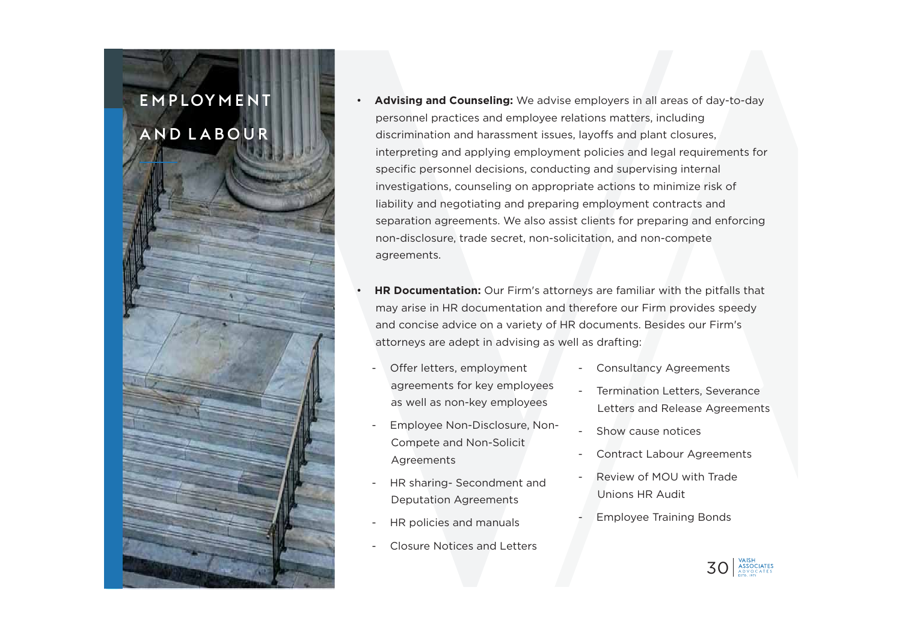# EMPLOYMENT AND LABOUR

- **Advising and Counseling:** We advise employers in all areas of day-to-day personnel practices and employee relations matters, including discrimination and harassment issues, layoffs and plant closures, interpreting and applying employment policies and legal requirements for specific personnel decisions, conducting and supervising internal investigations, counseling on appropriate actions to minimize risk of liability and negotiating and preparing employment contracts and separation agreements. We also assist clients for preparing and enforcing non-disclosure, trade secret, non-solicitation, and non-compete agreements.

- **HR Documentation:** Our Firm's attorneys are familiar with the pitfalls that may arise in HR documentation and therefore our Firm provides speedy and concise advice on a variety of HR documents. Besides our Firm's attorneys are adept in advising as well as drafting:
  - Offer letters, employment agreements for key employees as well as non-key employees
  - Employee Non-Disclosure, Non-Compete and Non-Solicit Agreements
  - HR sharing- Secondment and Deputation Agreements
  - HR policies and manuals
  - Closure Notices and Letters
  - Consultancy Agreements
  - Termination Letters, Severance Letters and Release Agreements
  - Show cause notices
  - Contract Labour Agreements
  - Review of MOU with Trade Unions HR Audit
  - Employee Training Bonds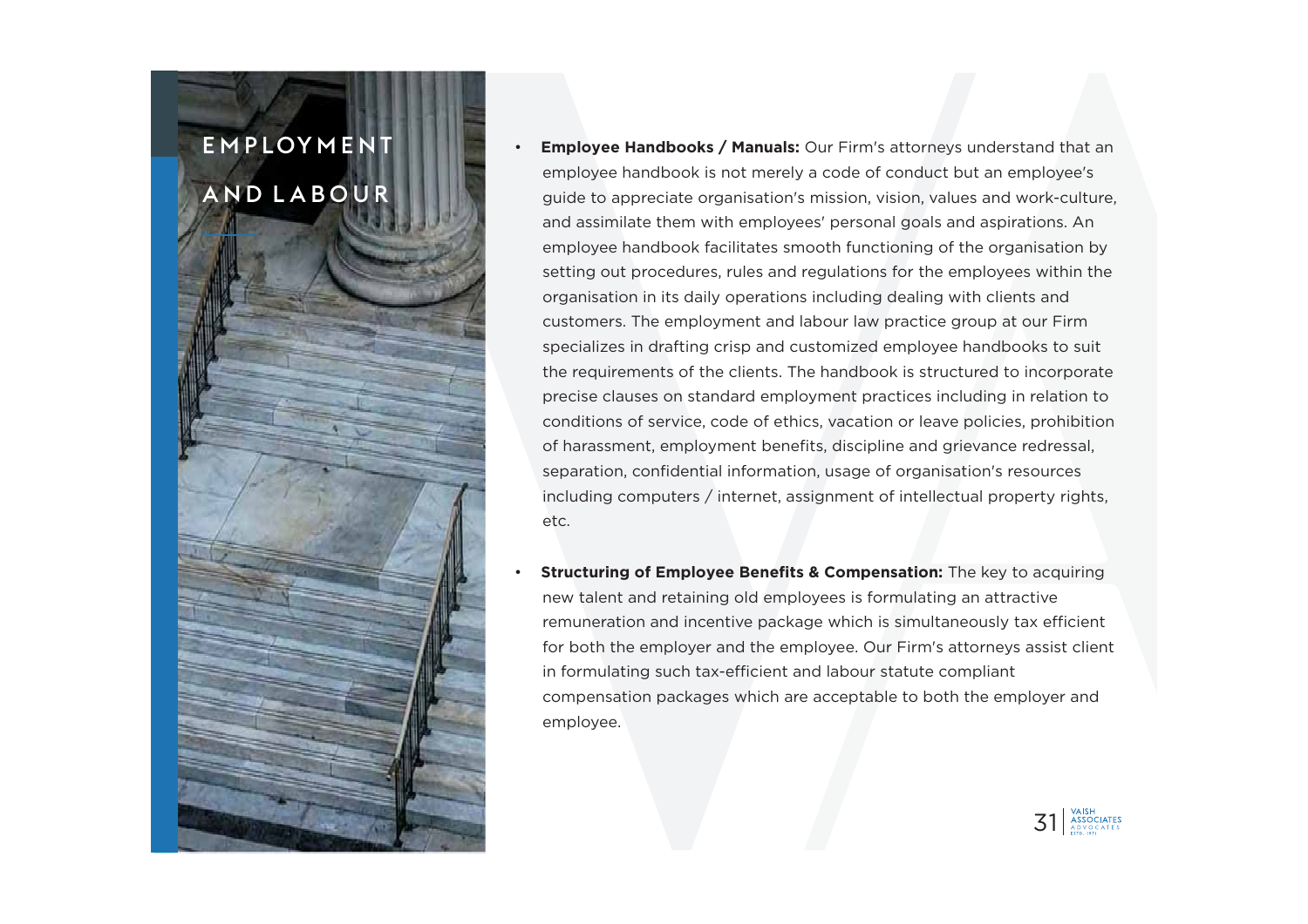# EMPLOYMENT AND LABOUR

- **Employee Handbooks / Manuals:** Our Firm's attorneys understand that an employee handbook is not merely a code of conduct but an employee's guide to appreciate organisation's mission, vision, values and work-culture, and assimilate them with employees' personal goals and aspirations. An employee handbook facilitates smooth functioning of the organisation by setting out procedures, rules and regulations for the employees within the organisation in its daily operations including dealing with clients and customers. The employment and labour law practice group at our Firm specializes in drafting crisp and customized employee handbooks to suit the requirements of the clients. The handbook is structured to incorporate precise clauses on standard employment practices including in relation to conditions of service, code of ethics, vacation or leave policies, prohibition of harassment, employment benefits, discipline and grievance redressal, separation, confidential information, usage of organisation's resources including computers / internet, assignment of intellectual property rights, etc.

- **Structuring of Employee Benefits & Compensation:** The key to acquiring new talent and retaining old employees is formulating an attractive remuneration and incentive package which is simultaneously tax efficient for both the employer and the employee. Our Firm's attorneys assist client in formulating such tax-efficient and labour statute compliant compensation packages which are acceptable to both the employer and employee.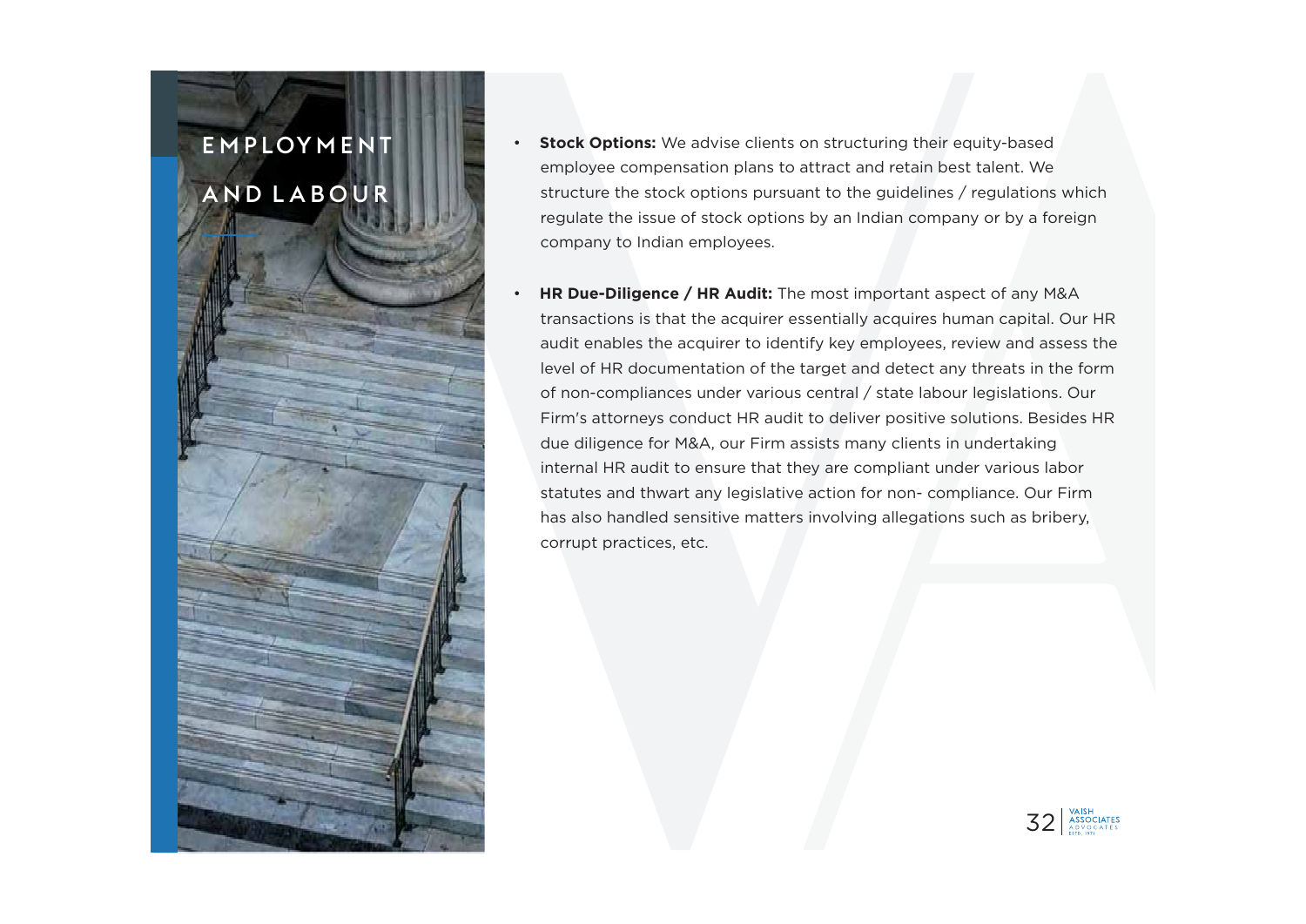# EMPLOYMENT AND LABOUR

- **Stock Options:** We advise clients on structuring their equity-based employee compensation plans to attract and retain best talent. We structure the stock options pursuant to the guidelines / regulations which regulate the issue of stock options by an Indian company or by a foreign company to Indian employees.

- **HR Due-Diligence / HR Audit:** The most important aspect of any M&A transactions is that the acquirer essentially acquires human capital. Our HR audit enables the acquirer to identify key employees, review and assess the level of HR documentation of the target and detect any threats in the form of non-compliances under various central / state labour legislations. Our Firm's attorneys conduct HR audit to deliver positive solutions. Besides HR due diligence for M&A, our Firm assists many clients in undertaking internal HR audit to ensure that they are compliant under various labor statutes and thwart any legislative action for non- compliance. Our Firm has also handled sensitive matters involving allegations such as bribery, corrupt practices, etc.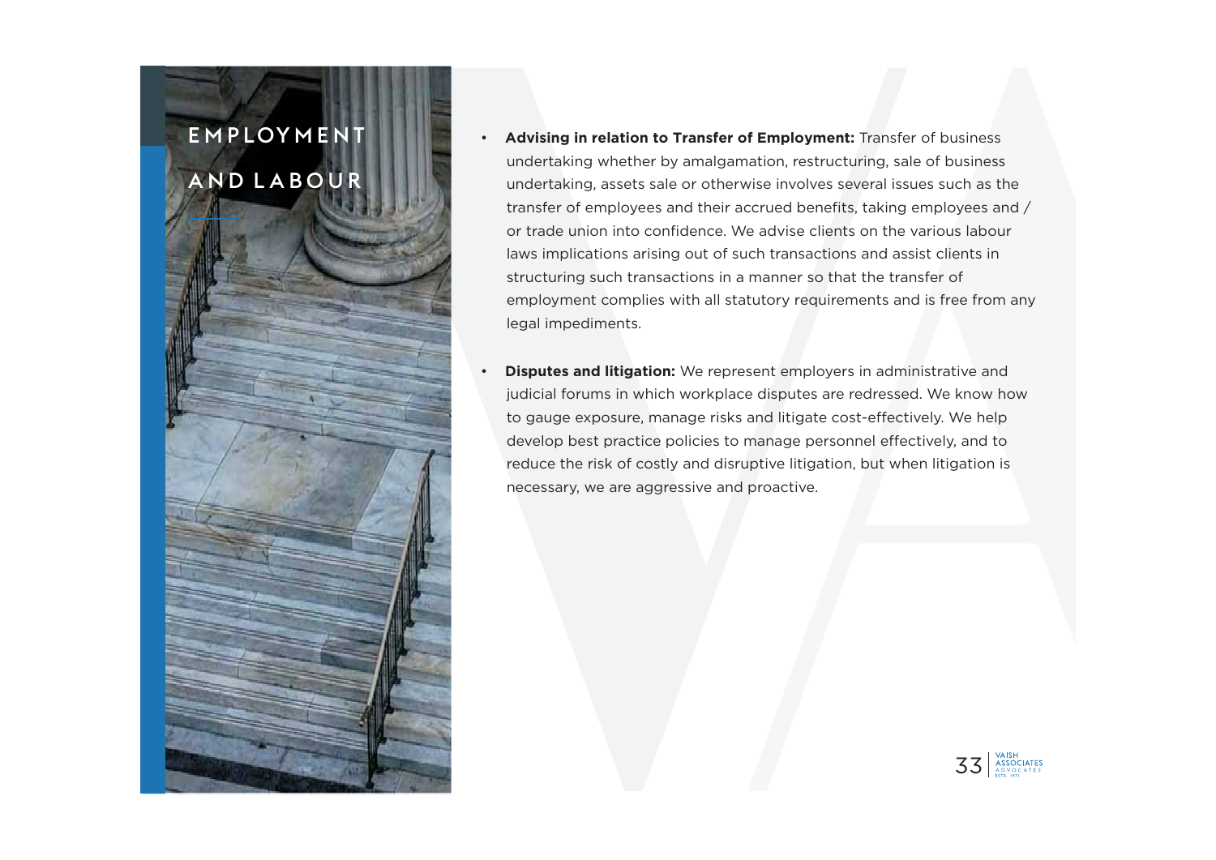# EMPLOYMENT AND LABOUR

- **Advising in relation to Transfer of Employment:** Transfer of business undertaking whether by amalgamation, restructuring, sale of business undertaking, assets sale or otherwise involves several issues such as the transfer of employees and their accrued benefits, taking employees and / or trade union into confidence. We advise clients on the various labour laws implications arising out of such transactions and assist clients in structuring such transactions in a manner so that the transfer of employment complies with all statutory requirements and is free from any legal impediments.

- **Disputes and litigation:** We represent employers in administrative and judicial forums in which workplace disputes are redressed. We know how to gauge exposure, manage risks and litigate cost-effectively. We help develop best practice policies to manage personnel effectively, and to reduce the risk of costly and disruptive litigation, but when litigation is necessary, we are aggressive and proactive.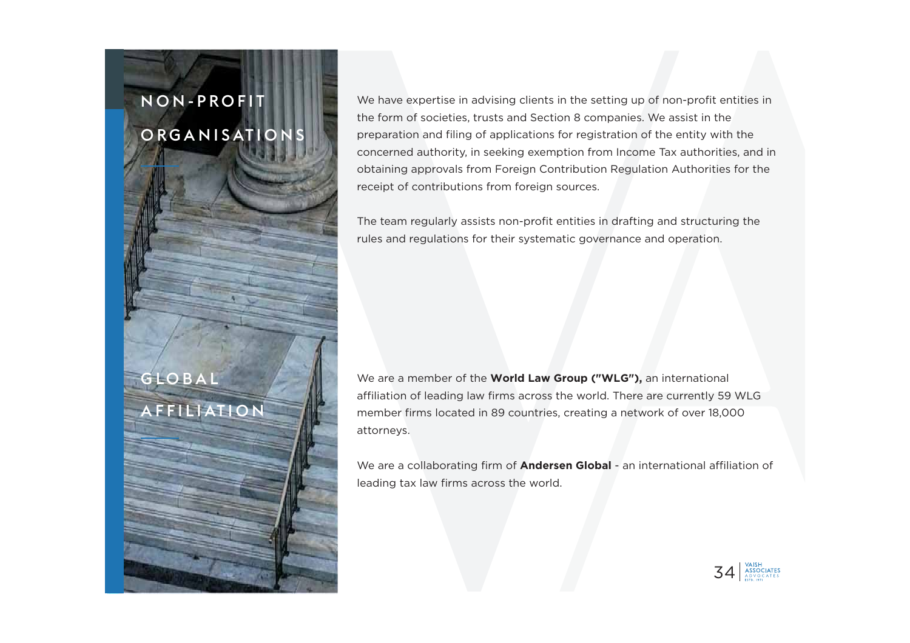## NON-PROFIT ORGANISATIONS

We have expertise in advising clients in the setting up of non-profit entities in the form of societies, trusts and Section 8 companies. We assist in the preparation and filing of applications for registration of the entity with the concerned authority, in seeking exemption from Income Tax authorities, and in obtaining approvals from Foreign Contribution Regulation Authorities for the receipt of contributions from foreign sources.

The team regularly assists non-profit entities in drafting and structuring the rules and regulations for their systematic governance and operation.

## GLOBAL AFFILIATION

We are a member of the **World Law Group ("WLG"),** an international affiliation of leading law firms across the world. There are currently 59 WLG member firms located in 89 countries, creating a network of over 18,000 attorneys.

We are a collaborating firm of **Andersen Global** - an international affiliation of leading tax law firms across the world.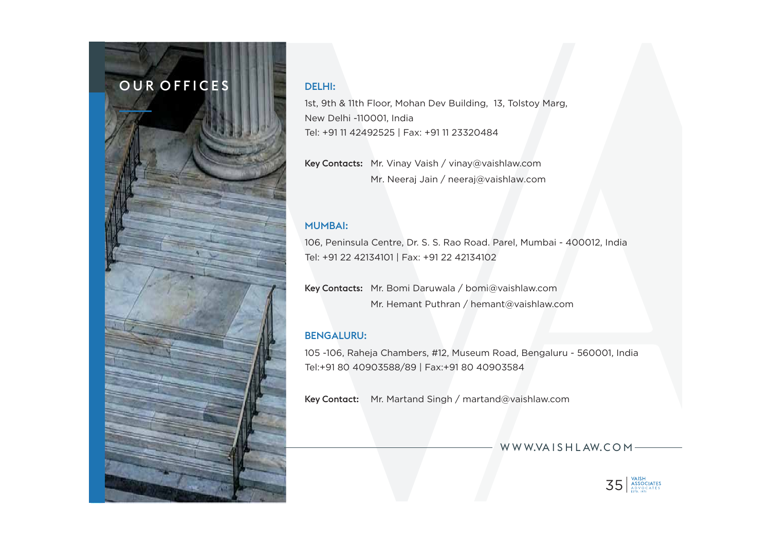# OUR OFFICES

## DELHI:

1st, 9th & 11th Floor, Mohan Dev Building, 13, Tolstoy Marg,
New Delhi -110001, India
Tel: +91 11 42492525 | Fax: +91 11 23320484

**Key Contacts:** Mr. Vinay Vaish / vinay@vaishlaw.com
Mr. Neeraj Jain / neeraj@vaishlaw.com

## MUMBAI:

106, Peninsula Centre, Dr. S. S. Rao Road. Parel, Mumbai - 400012, India
Tel: +91 22 42134101 | Fax: +91 22 42134102

**Key Contacts:** Mr. Bomi Daruwala / bomi@vaishlaw.com
Mr. Hemant Puthran / hemant@vaishlaw.com

## BENGALURU:

105 -106, Raheja Chambers, #12, Museum Road, Bengaluru - 560001, India
Tel:+91 80 40903588/89 | Fax:+91 80 40903584

**Key Contact:** Mr. Martand Singh / martand@vaishlaw.com

WWW.VAISHLAW.COM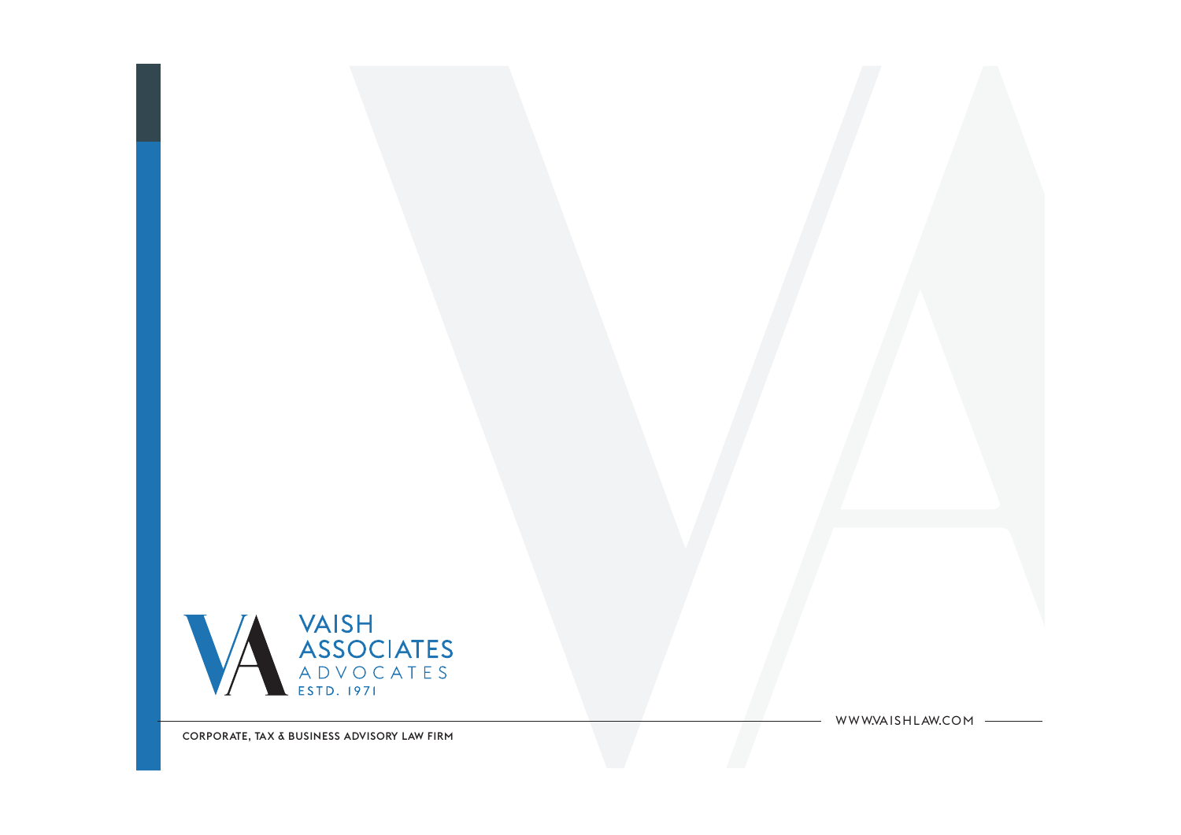VAISH ASSOCIATES

ADVOCATES

ESTD. 1971

WWW.VAISHLAW.COM

CORPORATE, TAX & BUSINESS ADVISORY LAW FIRM